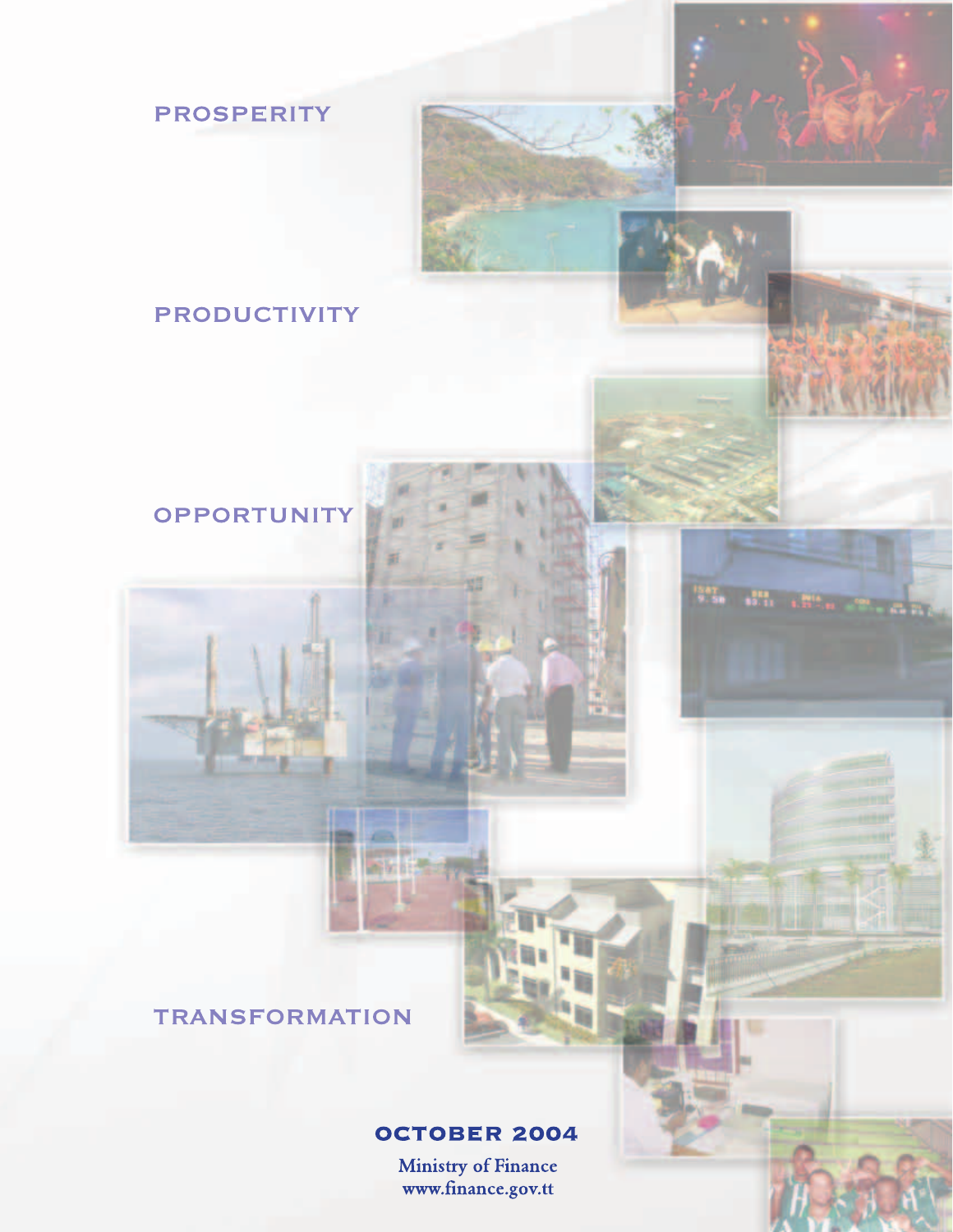PROSPERITY

PRODUCTIVITY

OPPORTUNITY

TRANSFORMATION

**OCTOBER 2004**

Ministry of Finance
www.finance.gov.tt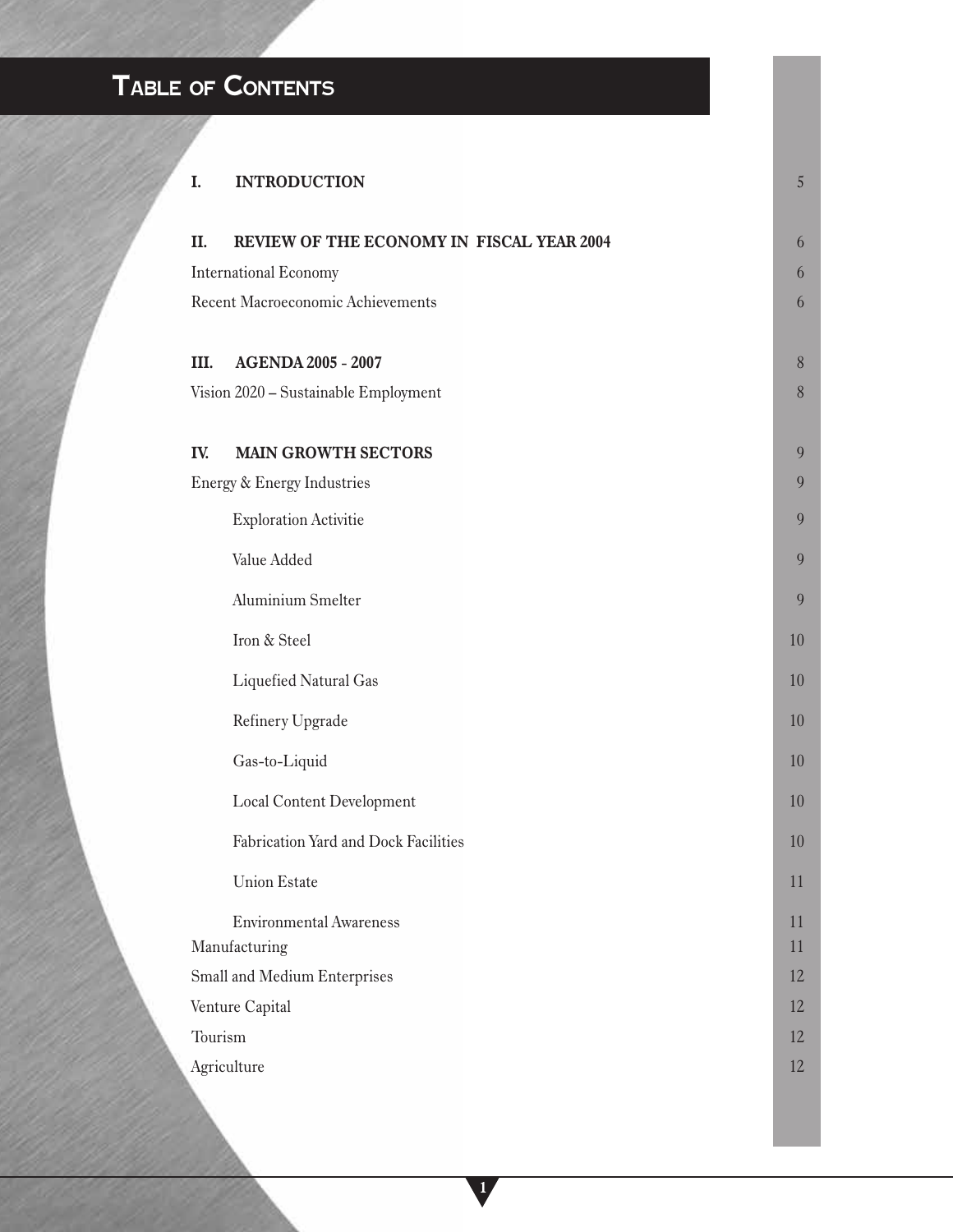# Table of Contents

| | |
|---|---|
| **I. INTRODUCTION** | 5 |
| **II. REVIEW OF THE ECONOMY IN FISCAL YEAR 2004** | 6 |
| International Economy | 6 |
| Recent Macroeconomic Achievements | 6 |
| **III. AGENDA 2005 - 2007** | 8 |
| Vision 2020 – Sustainable Employment | 8 |
| **IV. MAIN GROWTH SECTORS** | 9 |
| Energy & Energy Industries | 9 |
| Exploration Activitie | 9 |
| Value Added | 9 |
| Aluminium Smelter | 9 |
| Iron & Steel | 10 |
| Liquefied Natural Gas | 10 |
| Refinery Upgrade | 10 |
| Gas-to-Liquid | 10 |
| Local Content Development | 10 |
| Fabrication Yard and Dock Facilities | 10 |
| Union Estate | 11 |
| Environmental Awareness | 11 |
| Manufacturing | 11 |
| Small and Medium Enterprises | 12 |
| Venture Capital | 12 |
| Tourism | 12 |
| Agriculture | 12 |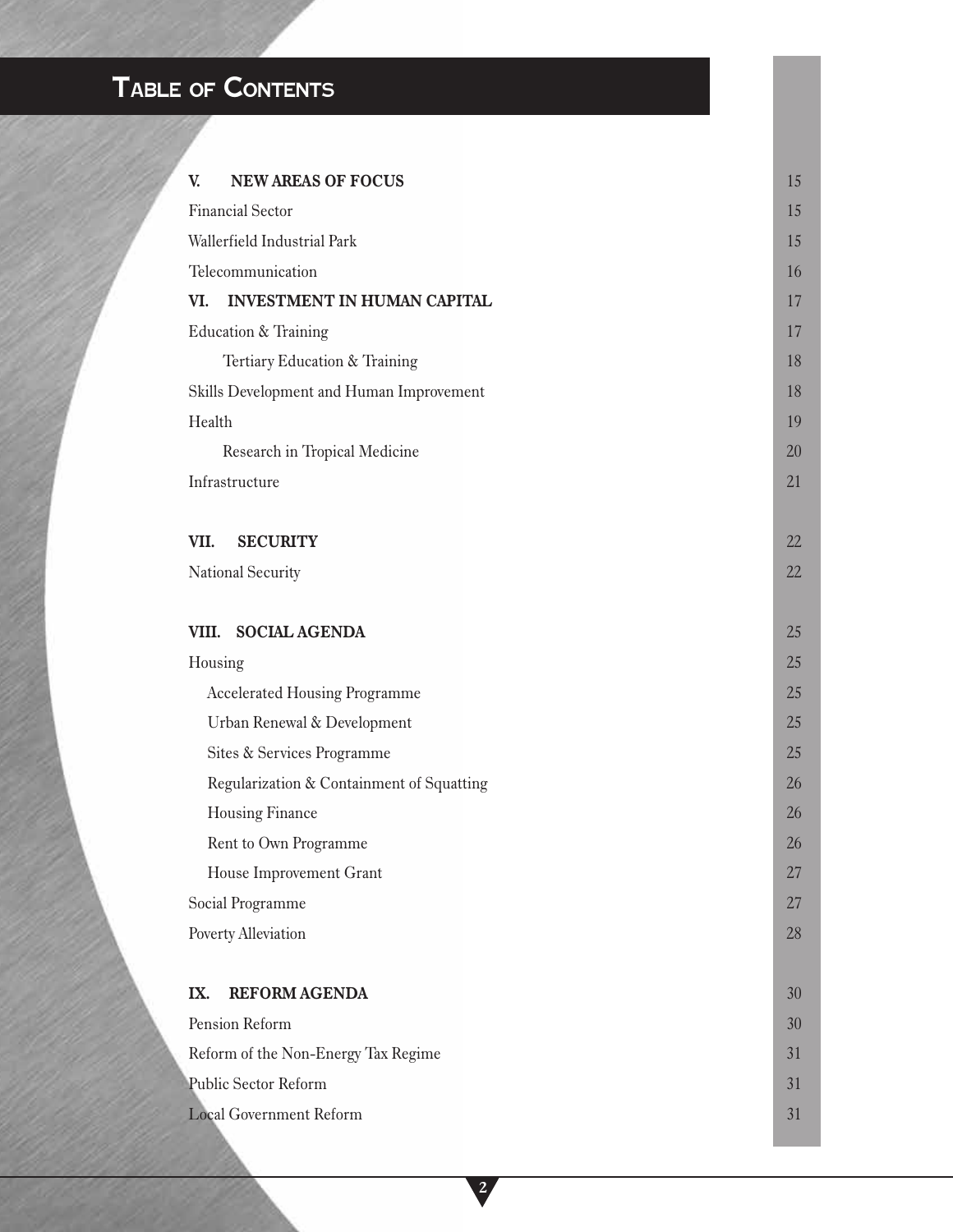# Table of Contents

| | |
|---|---|
| **V. NEW AREAS OF FOCUS** | 15 |
| Financial Sector | 15 |
| Wallerfield Industrial Park | 15 |
| Telecommunication | 16 |
| **VI. INVESTMENT IN HUMAN CAPITAL** | 17 |
| Education & Training | 17 |
| Tertiary Education & Training | 18 |
| Skills Development and Human Improvement | 18 |
| Health | 19 |
| Research in Tropical Medicine | 20 |
| Infrastructure | 21 |
| **VII. SECURITY** | 22 |
| National Security | 22 |
| **VIII. SOCIAL AGENDA** | 25 |
| Housing | 25 |
| Accelerated Housing Programme | 25 |
| Urban Renewal & Development | 25 |
| Sites & Services Programme | 25 |
| Regularization & Containment of Squatting | 26 |
| Housing Finance | 26 |
| Rent to Own Programme | 26 |
| House Improvement Grant | 27 |
| Social Programme | 27 |
| Poverty Alleviation | 28 |
| **IX. REFORM AGENDA** | 30 |
| Pension Reform | 30 |
| Reform of the Non-Energy Tax Regime | 31 |
| Public Sector Reform | 31 |
| Local Government Reform | 31 |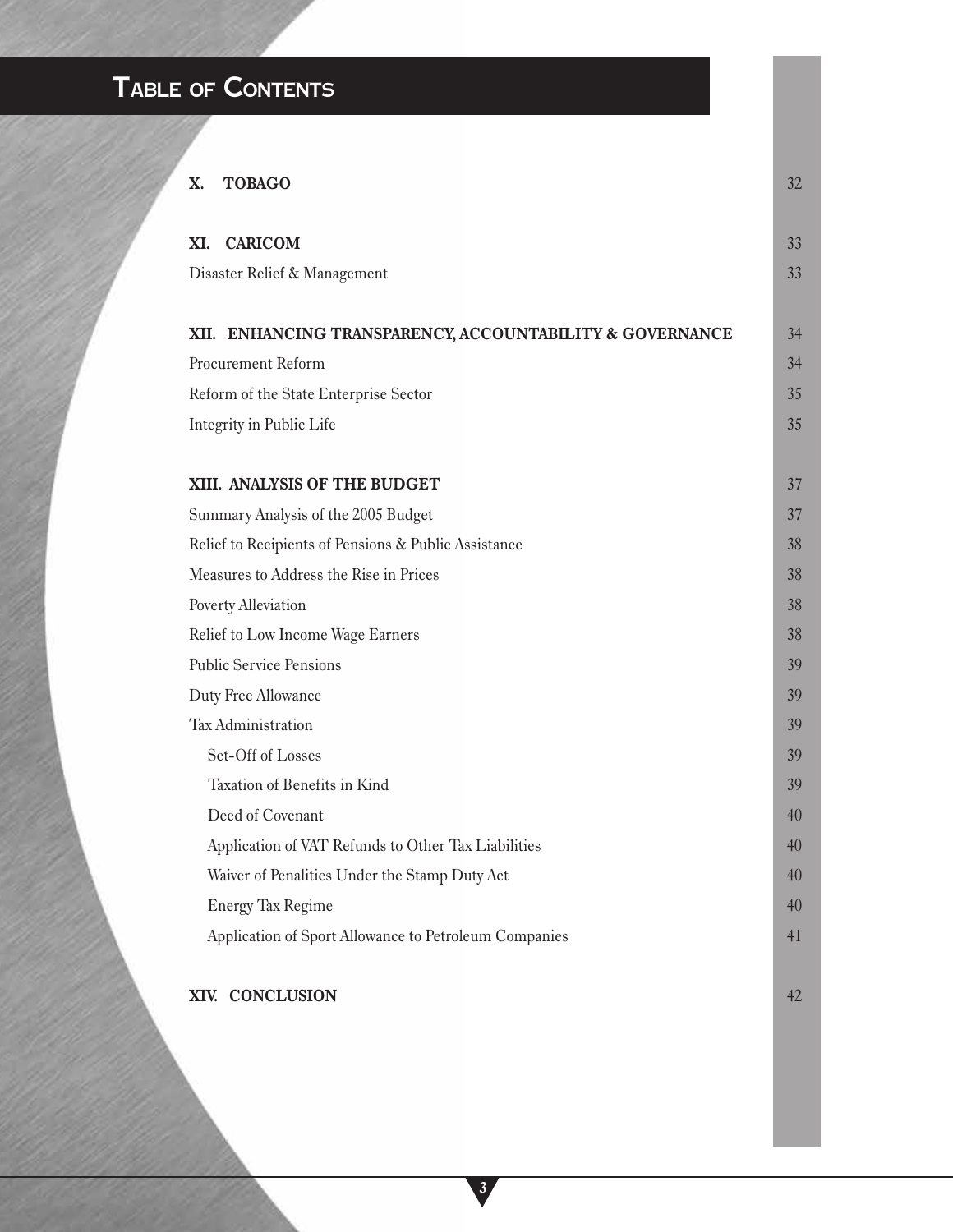# Table of Contents

| | |
|---|---|
| **X. TOBAGO** | 32 |
| **XI. CARICOM** | 33 |
| Disaster Relief & Management | 33 |
| **XII. ENHANCING TRANSPARENCY, ACCOUNTABILITY & GOVERNANCE** | 34 |
| Procurement Reform | 34 |
| Reform of the State Enterprise Sector | 35 |
| Integrity in Public Life | 35 |
| **XIII. ANALYSIS OF THE BUDGET** | 37 |
| Summary Analysis of the 2005 Budget | 37 |
| Relief to Recipients of Pensions & Public Assistance | 38 |
| Measures to Address the Rise in Prices | 38 |
| Poverty Alleviation | 38 |
| Relief to Low Income Wage Earners | 38 |
| Public Service Pensions | 39 |
| Duty Free Allowance | 39 |
| Tax Administration | 39 |
| Set-Off of Losses | 39 |
| Taxation of Benefits in Kind | 39 |
| Deed of Covenant | 40 |
| Application of VAT Refunds to Other Tax Liabilities | 40 |
| Waiver of Penalities Under the Stamp Duty Act | 40 |
| Energy Tax Regime | 40 |
| Application of Sport Allowance to Petroleum Companies | 41 |
| **XIV. CONCLUSION** | 42 |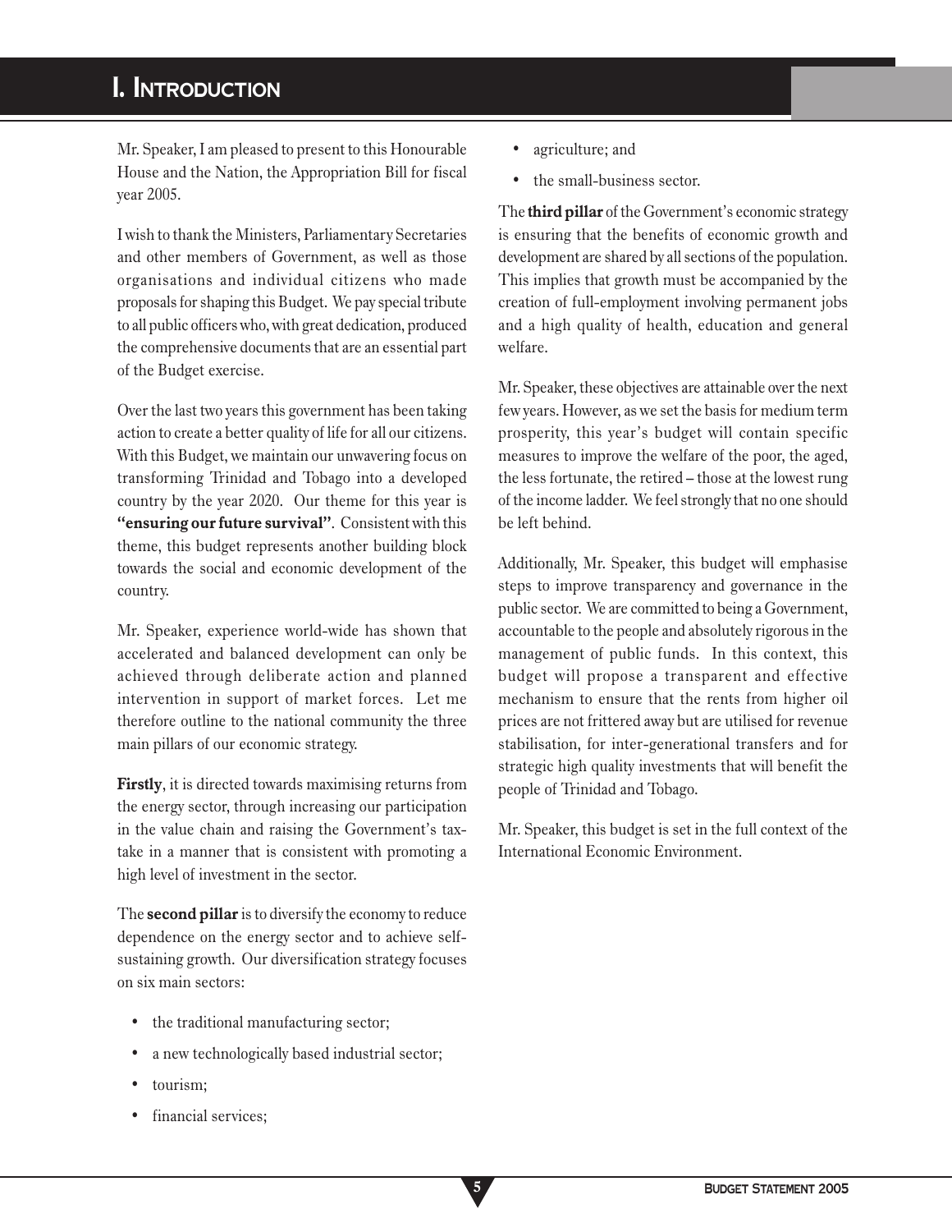# I. Introduction

Mr. Speaker, I am pleased to present to this Honourable House and the Nation, the Appropriation Bill for fiscal year 2005.

I wish to thank the Ministers, Parliamentary Secretaries and other members of Government, as well as those organisations and individual citizens who made proposals for shaping this Budget. We pay special tribute to all public officers who, with great dedication, produced the comprehensive documents that are an essential part of the Budget exercise.

Over the last two years this government has been taking action to create a better quality of life for all our citizens. With this Budget, we maintain our unwavering focus on transforming Trinidad and Tobago into a developed country by the year 2020. Our theme for this year is **"ensuring our future survival"**. Consistent with this theme, this budget represents another building block towards the social and economic development of the country.

Mr. Speaker, experience world-wide has shown that accelerated and balanced development can only be achieved through deliberate action and planned intervention in support of market forces. Let me therefore outline to the national community the three main pillars of our economic strategy.

**Firstly**, it is directed towards maximising returns from the energy sector, through increasing our participation in the value chain and raising the Government's tax-take in a manner that is consistent with promoting a high level of investment in the sector.

The **second pillar** is to diversify the economy to reduce dependence on the energy sector and to achieve self-sustaining growth. Our diversification strategy focuses on six main sectors:

- the traditional manufacturing sector;
- a new technologically based industrial sector;
- tourism;
- financial services;
- agriculture; and
- the small-business sector.

The **third pillar** of the Government's economic strategy is ensuring that the benefits of economic growth and development are shared by all sections of the population. This implies that growth must be accompanied by the creation of full-employment involving permanent jobs and a high quality of health, education and general welfare.

Mr. Speaker, these objectives are attainable over the next few years. However, as we set the basis for medium term prosperity, this year's budget will contain specific measures to improve the welfare of the poor, the aged, the less fortunate, the retired – those at the lowest rung of the income ladder. We feel strongly that no one should be left behind.

Additionally, Mr. Speaker, this budget will emphasise steps to improve transparency and governance in the public sector. We are committed to being a Government, accountable to the people and absolutely rigorous in the management of public funds. In this context, this budget will propose a transparent and effective mechanism to ensure that the rents from higher oil prices are not frittered away but are utilised for revenue stabilisation, for inter-generational transfers and for strategic high quality investments that will benefit the people of Trinidad and Tobago.

Mr. Speaker, this budget is set in the full context of the International Economic Environment.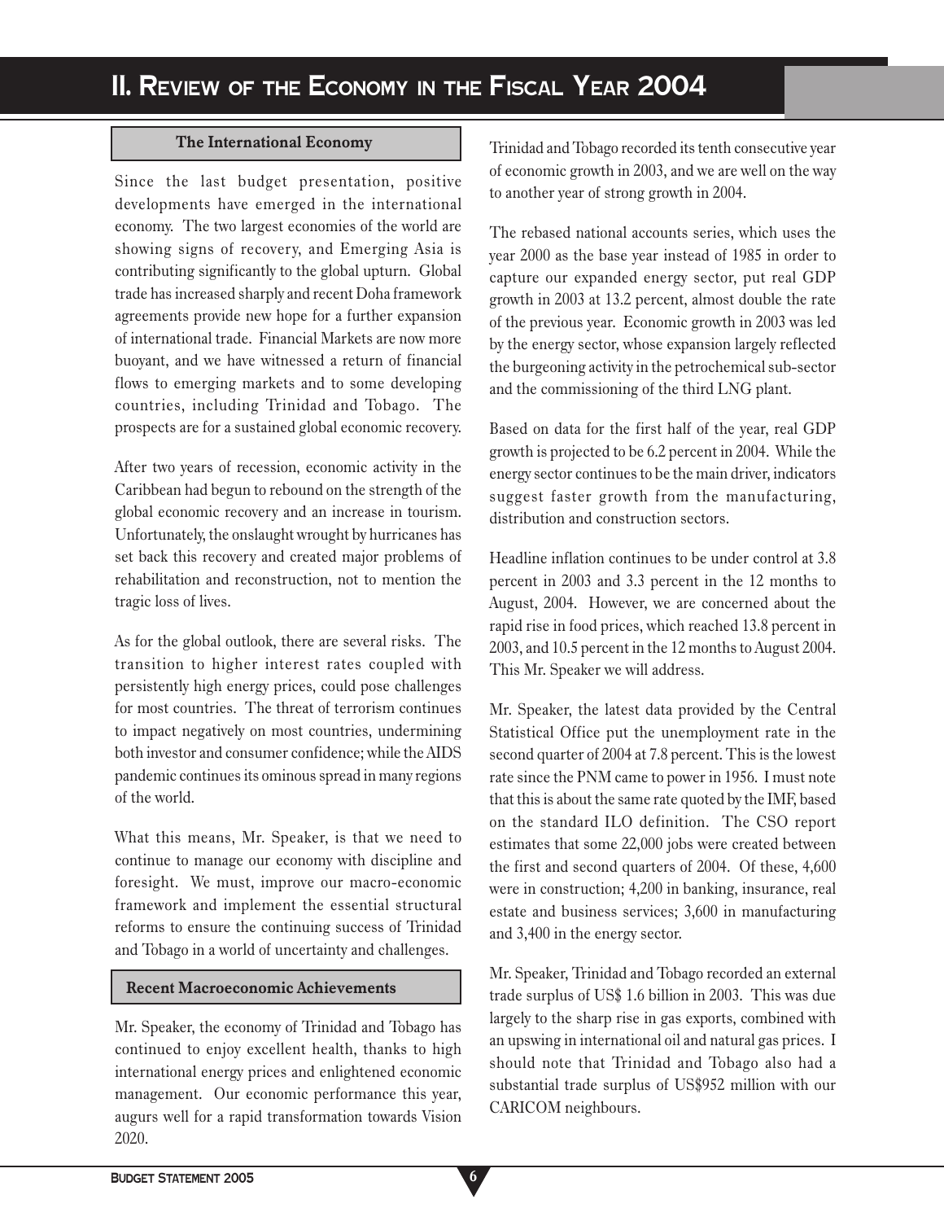# II. Review of the Economy in the Fiscal Year 2004

## The International Economy

Since the last budget presentation, positive developments have emerged in the international economy. The two largest economies of the world are showing signs of recovery, and Emerging Asia is contributing significantly to the global upturn. Global trade has increased sharply and recent Doha framework agreements provide new hope for a further expansion of international trade. Financial Markets are now more buoyant, and we have witnessed a return of financial flows to emerging markets and to some developing countries, including Trinidad and Tobago. The prospects are for a sustained global economic recovery.

After two years of recession, economic activity in the Caribbean had begun to rebound on the strength of the global economic recovery and an increase in tourism. Unfortunately, the onslaught wrought by hurricanes has set back this recovery and created major problems of rehabilitation and reconstruction, not to mention the tragic loss of lives.

As for the global outlook, there are several risks. The transition to higher interest rates coupled with persistently high energy prices, could pose challenges for most countries. The threat of terrorism continues to impact negatively on most countries, undermining both investor and consumer confidence; while the AIDS pandemic continues its ominous spread in many regions of the world.

What this means, Mr. Speaker, is that we need to continue to manage our economy with discipline and foresight. We must, improve our macro-economic framework and implement the essential structural reforms to ensure the continuing success of Trinidad and Tobago in a world of uncertainty and challenges.

## Recent Macroeconomic Achievements

Mr. Speaker, the economy of Trinidad and Tobago has continued to enjoy excellent health, thanks to high international energy prices and enlightened economic management. Our economic performance this year, augurs well for a rapid transformation towards Vision 2020.

Trinidad and Tobago recorded its tenth consecutive year of economic growth in 2003, and we are well on the way to another year of strong growth in 2004.

The rebased national accounts series, which uses the year 2000 as the base year instead of 1985 in order to capture our expanded energy sector, put real GDP growth in 2003 at 13.2 percent, almost double the rate of the previous year. Economic growth in 2003 was led by the energy sector, whose expansion largely reflected the burgeoning activity in the petrochemical sub-sector and the commissioning of the third LNG plant.

Based on data for the first half of the year, real GDP growth is projected to be 6.2 percent in 2004. While the energy sector continues to be the main driver, indicators suggest faster growth from the manufacturing, distribution and construction sectors.

Headline inflation continues to be under control at 3.8 percent in 2003 and 3.3 percent in the 12 months to August, 2004. However, we are concerned about the rapid rise in food prices, which reached 13.8 percent in 2003, and 10.5 percent in the 12 months to August 2004. This Mr. Speaker we will address.

Mr. Speaker, the latest data provided by the Central Statistical Office put the unemployment rate in the second quarter of 2004 at 7.8 percent. This is the lowest rate since the PNM came to power in 1956. I must note that this is about the same rate quoted by the IMF, based on the standard ILO definition. The CSO report estimates that some 22,000 jobs were created between the first and second quarters of 2004. Of these, 4,600 were in construction; 4,200 in banking, insurance, real estate and business services; 3,600 in manufacturing and 3,400 in the energy sector.

Mr. Speaker, Trinidad and Tobago recorded an external trade surplus of US$ 1.6 billion in 2003. This was due largely to the sharp rise in gas exports, combined with an upswing in international oil and natural gas prices. I should note that Trinidad and Tobago also had a substantial trade surplus of US$952 million with our CARICOM neighbours.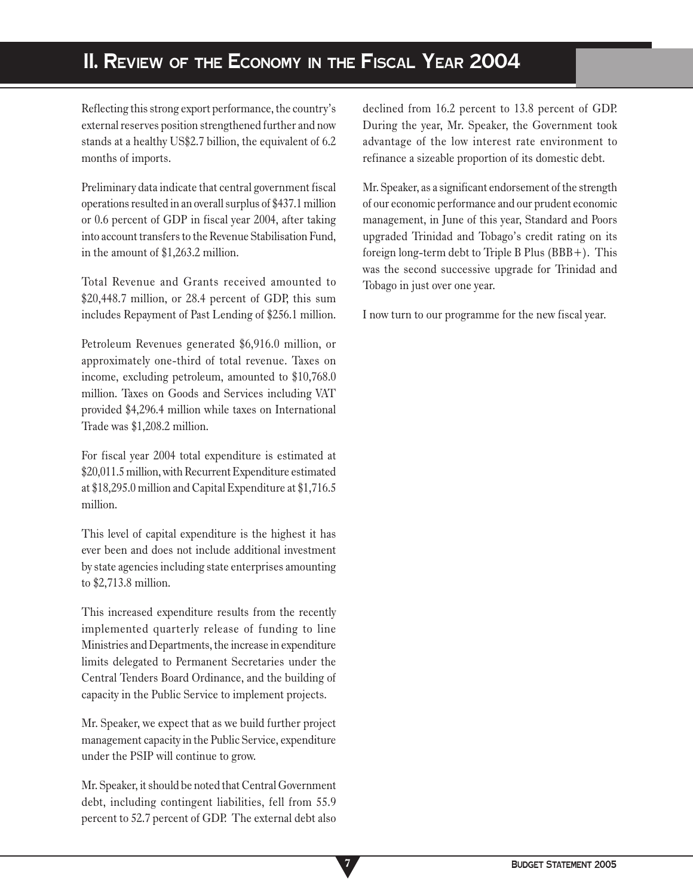# II. Review of the Economy in the Fiscal Year 2004

Reflecting this strong export performance, the country's external reserves position strengthened further and now stands at a healthy US$2.7 billion, the equivalent of 6.2 months of imports.

Preliminary data indicate that central government fiscal operations resulted in an overall surplus of $437.1 million or 0.6 percent of GDP in fiscal year 2004, after taking into account transfers to the Revenue Stabilisation Fund, in the amount of $1,263.2 million.

Total Revenue and Grants received amounted to $20,448.7 million, or 28.4 percent of GDP, this sum includes Repayment of Past Lending of $256.1 million.

Petroleum Revenues generated $6,916.0 million, or approximately one-third of total revenue. Taxes on income, excluding petroleum, amounted to $10,768.0 million. Taxes on Goods and Services including VAT provided $4,296.4 million while taxes on International Trade was $1,208.2 million.

For fiscal year 2004 total expenditure is estimated at $20,011.5 million, with Recurrent Expenditure estimated at $18,295.0 million and Capital Expenditure at $1,716.5 million.

This level of capital expenditure is the highest it has ever been and does not include additional investment by state agencies including state enterprises amounting to $2,713.8 million.

This increased expenditure results from the recently implemented quarterly release of funding to line Ministries and Departments, the increase in expenditure limits delegated to Permanent Secretaries under the Central Tenders Board Ordinance, and the building of capacity in the Public Service to implement projects.

Mr. Speaker, we expect that as we build further project management capacity in the Public Service, expenditure under the PSIP will continue to grow.

Mr. Speaker, it should be noted that Central Government debt, including contingent liabilities, fell from 55.9 percent to 52.7 percent of GDP. The external debt also declined from 16.2 percent to 13.8 percent of GDP. During the year, Mr. Speaker, the Government took advantage of the low interest rate environment to refinance a sizeable proportion of its domestic debt.

Mr. Speaker, as a significant endorsement of the strength of our economic performance and our prudent economic management, in June of this year, Standard and Poors upgraded Trinidad and Tobago's credit rating on its foreign long-term debt to Triple B Plus (BBB+). This was the second successive upgrade for Trinidad and Tobago in just over one year.

I now turn to our programme for the new fiscal year.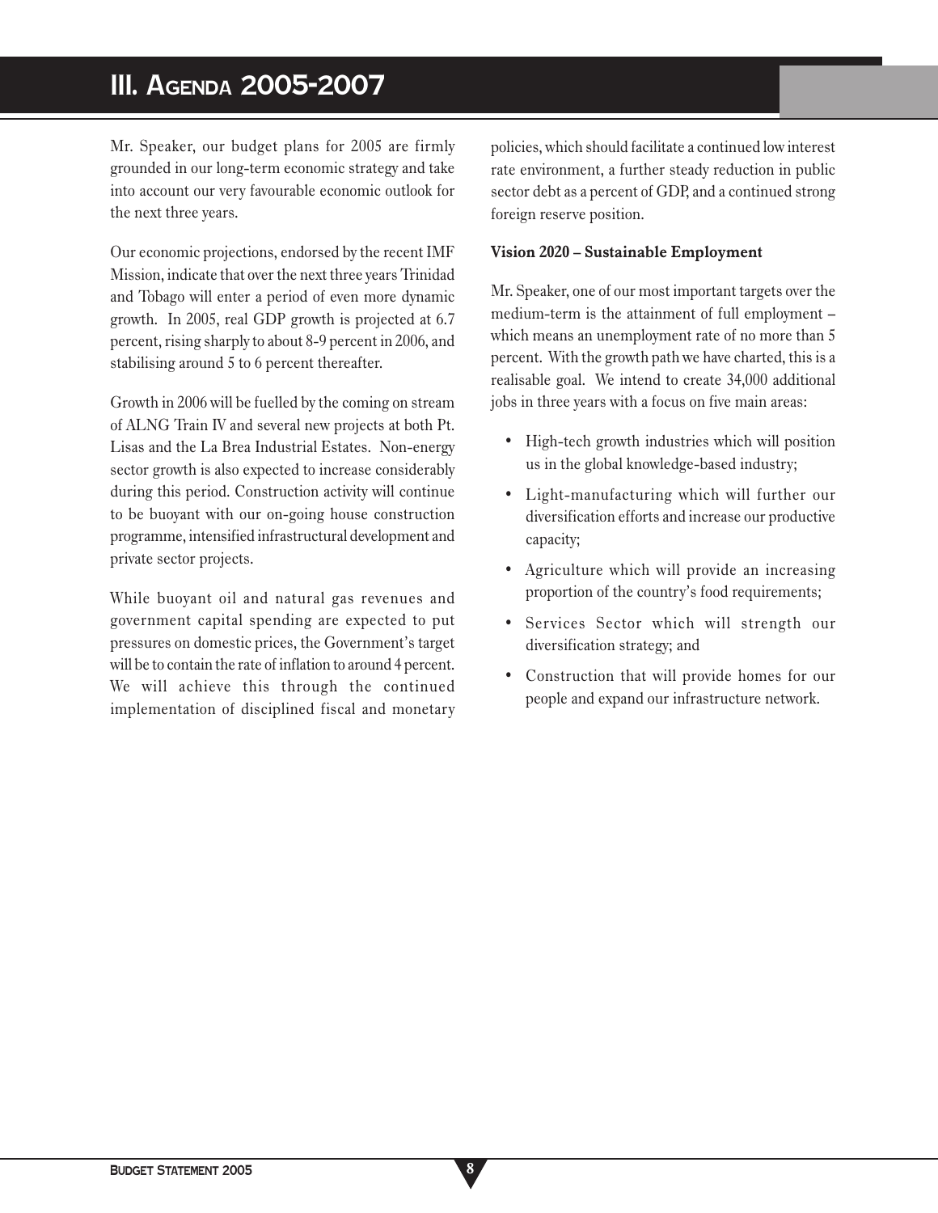# III. Agenda 2005-2007

Mr. Speaker, our budget plans for 2005 are firmly grounded in our long-term economic strategy and take into account our very favourable economic outlook for the next three years.

Our economic projections, endorsed by the recent IMF Mission, indicate that over the next three years Trinidad and Tobago will enter a period of even more dynamic growth. In 2005, real GDP growth is projected at 6.7 percent, rising sharply to about 8-9 percent in 2006, and stabilising around 5 to 6 percent thereafter.

Growth in 2006 will be fuelled by the coming on stream of ALNG Train IV and several new projects at both Pt. Lisas and the La Brea Industrial Estates. Non-energy sector growth is also expected to increase considerably during this period. Construction activity will continue to be buoyant with our on-going house construction programme, intensified infrastructural development and private sector projects.

While buoyant oil and natural gas revenues and government capital spending are expected to put pressures on domestic prices, the Government's target will be to contain the rate of inflation to around 4 percent. We will achieve this through the continued implementation of disciplined fiscal and monetary policies, which should facilitate a continued low interest rate environment, a further steady reduction in public sector debt as a percent of GDP, and a continued strong foreign reserve position.

**Vision 2020 – Sustainable Employment**

Mr. Speaker, one of our most important targets over the medium-term is the attainment of full employment – which means an unemployment rate of no more than 5 percent. With the growth path we have charted, this is a realisable goal. We intend to create 34,000 additional jobs in three years with a focus on five main areas:

- High-tech growth industries which will position us in the global knowledge-based industry;
- Light-manufacturing which will further our diversification efforts and increase our productive capacity;
- Agriculture which will provide an increasing proportion of the country's food requirements;
- Services Sector which will strength our diversification strategy; and
- Construction that will provide homes for our people and expand our infrastructure network.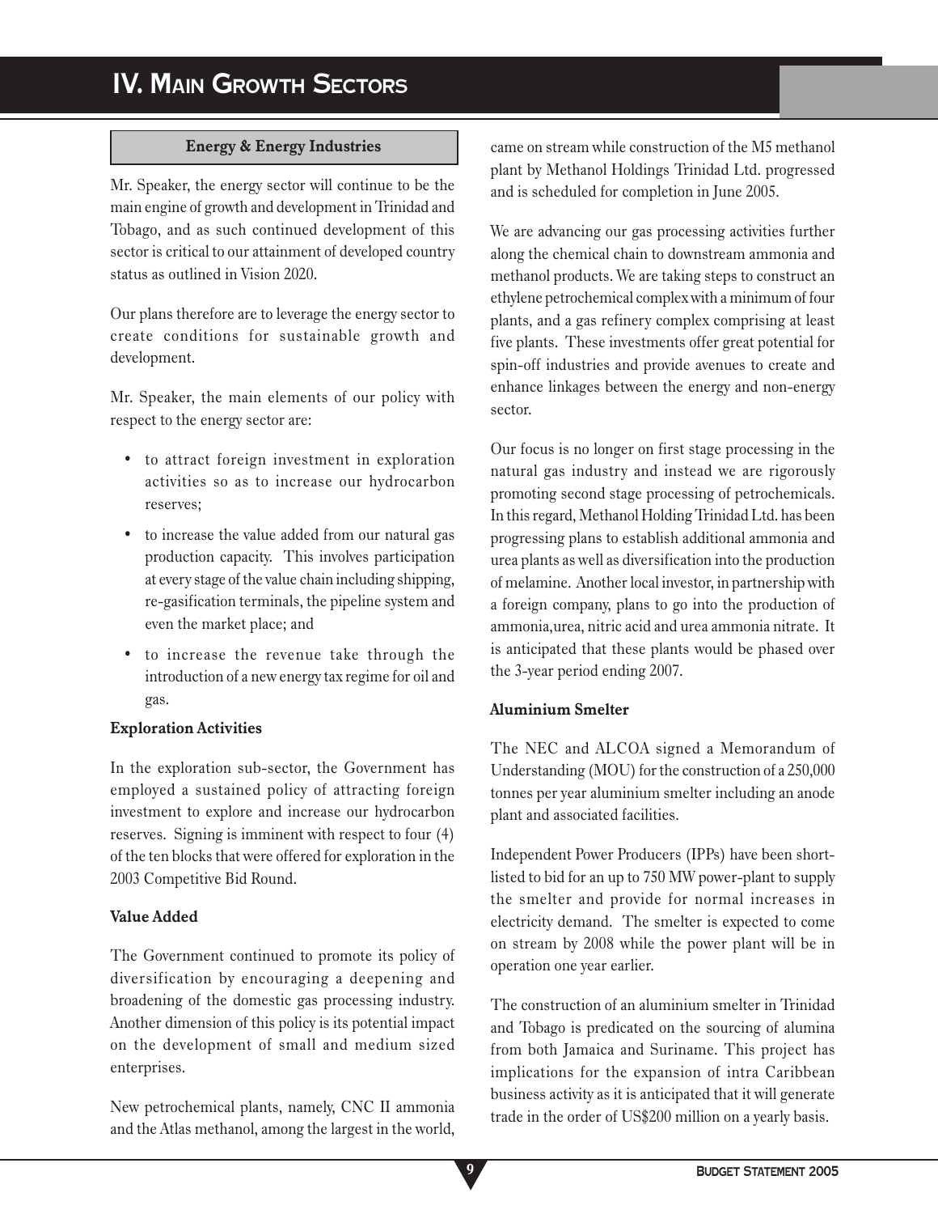# IV. Main Growth Sectors

## Energy & Energy Industries

Mr. Speaker, the energy sector will continue to be the main engine of growth and development in Trinidad and Tobago, and as such continued development of this sector is critical to our attainment of developed country status as outlined in Vision 2020.

Our plans therefore are to leverage the energy sector to create conditions for sustainable growth and development.

Mr. Speaker, the main elements of our policy with respect to the energy sector are:

- to attract foreign investment in exploration activities so as to increase our hydrocarbon reserves;
- to increase the value added from our natural gas production capacity. This involves participation at every stage of the value chain including shipping, re-gasification terminals, the pipeline system and even the market place; and
- to increase the revenue take through the introduction of a new energy tax regime for oil and gas.

### Exploration Activities

In the exploration sub-sector, the Government has employed a sustained policy of attracting foreign investment to explore and increase our hydrocarbon reserves. Signing is imminent with respect to four (4) of the ten blocks that were offered for exploration in the 2003 Competitive Bid Round.

### Value Added

The Government continued to promote its policy of diversification by encouraging a deepening and broadening of the domestic gas processing industry. Another dimension of this policy is its potential impact on the development of small and medium sized enterprises.

New petrochemical plants, namely, CNC II ammonia and the Atlas methanol, among the largest in the world, came on stream while construction of the M5 methanol plant by Methanol Holdings Trinidad Ltd. progressed and is scheduled for completion in June 2005.

We are advancing our gas processing activities further along the chemical chain to downstream ammonia and methanol products. We are taking steps to construct an ethylene petrochemical complex with a minimum of four plants, and a gas refinery complex comprising at least five plants. These investments offer great potential for spin-off industries and provide avenues to create and enhance linkages between the energy and non-energy sector.

Our focus is no longer on first stage processing in the natural gas industry and instead we are rigorously promoting second stage processing of petrochemicals. In this regard, Methanol Holding Trinidad Ltd. has been progressing plans to establish additional ammonia and urea plants as well as diversification into the production of melamine. Another local investor, in partnership with a foreign company, plans to go into the production of ammonia,urea, nitric acid and urea ammonia nitrate. It is anticipated that these plants would be phased over the 3-year period ending 2007.

### Aluminium Smelter

The NEC and ALCOA signed a Memorandum of Understanding (MOU) for the construction of a 250,000 tonnes per year aluminium smelter including an anode plant and associated facilities.

Independent Power Producers (IPPs) have been short-listed to bid for an up to 750 MW power-plant to supply the smelter and provide for normal increases in electricity demand. The smelter is expected to come on stream by 2008 while the power plant will be in operation one year earlier.

The construction of an aluminium smelter in Trinidad and Tobago is predicated on the sourcing of alumina from both Jamaica and Suriname. This project has implications for the expansion of intra Caribbean business activity as it is anticipated that it will generate trade in the order of US$200 million on a yearly basis.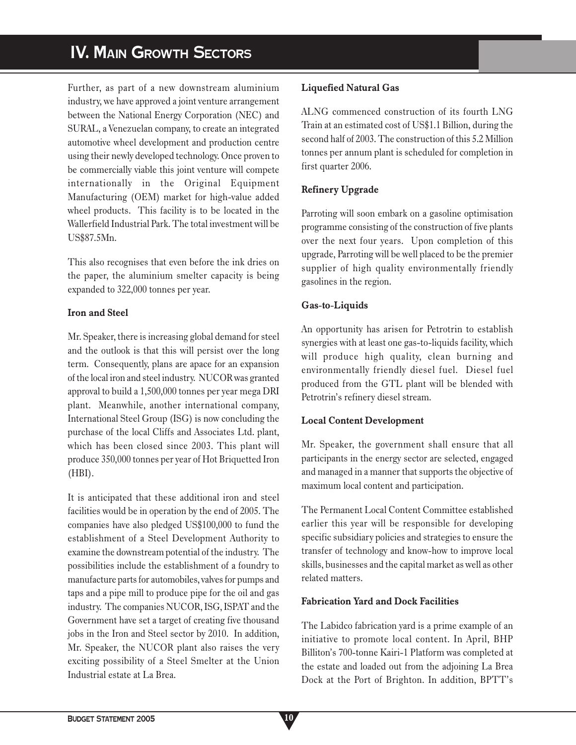Further, as part of a new downstream aluminium industry, we have approved a joint venture arrangement between the National Energy Corporation (NEC) and SURAL, a Venezuelan company, to create an integrated automotive wheel development and production centre using their newly developed technology. Once proven to be commercially viable this joint venture will compete internationally in the Original Equipment Manufacturing (OEM) market for high-value added wheel products. This facility is to be located in the Wallerfield Industrial Park. The total investment will be US$87.5Mn.

This also recognises that even before the ink dries on the paper, the aluminium smelter capacity is being expanded to 322,000 tonnes per year.

**Iron and Steel**

Mr. Speaker, there is increasing global demand for steel and the outlook is that this will persist over the long term. Consequently, plans are apace for an expansion of the local iron and steel industry. NUCOR was granted approval to build a 1,500,000 tonnes per year mega DRI plant. Meanwhile, another international company, International Steel Group (ISG) is now concluding the purchase of the local Cliffs and Associates Ltd. plant, which has been closed since 2003. This plant will produce 350,000 tonnes per year of Hot Briquetted Iron (HBI).

It is anticipated that these additional iron and steel facilities would be in operation by the end of 2005. The companies have also pledged US$100,000 to fund the establishment of a Steel Development Authority to examine the downstream potential of the industry. The possibilities include the establishment of a foundry to manufacture parts for automobiles, valves for pumps and taps and a pipe mill to produce pipe for the oil and gas industry. The companies NUCOR, ISG, ISPAT and the Government have set a target of creating five thousand jobs in the Iron and Steel sector by 2010. In addition, Mr. Speaker, the NUCOR plant also raises the very exciting possibility of a Steel Smelter at the Union Industrial estate at La Brea.

**Liquefied Natural Gas**

ALNG commenced construction of its fourth LNG Train at an estimated cost of US$1.1 Billion, during the second half of 2003. The construction of this 5.2 Million tonnes per annum plant is scheduled for completion in first quarter 2006.

**Refinery Upgrade**

Parroting will soon embark on a gasoline optimisation programme consisting of the construction of five plants over the next four years. Upon completion of this upgrade, Parroting will be well placed to be the premier supplier of high quality environmentally friendly gasolines in the region.

**Gas-to-Liquids**

An opportunity has arisen for Petrotrin to establish synergies with at least one gas-to-liquids facility, which will produce high quality, clean burning and environmentally friendly diesel fuel. Diesel fuel produced from the GTL plant will be blended with Petrotrin's refinery diesel stream.

**Local Content Development**

Mr. Speaker, the government shall ensure that all participants in the energy sector are selected, engaged and managed in a manner that supports the objective of maximum local content and participation.

The Permanent Local Content Committee established earlier this year will be responsible for developing specific subsidiary policies and strategies to ensure the transfer of technology and know-how to improve local skills, businesses and the capital market as well as other related matters.

**Fabrication Yard and Dock Facilities**

The Labidco fabrication yard is a prime example of an initiative to promote local content. In April, BHP Billiton's 700-tonne Kairi-1 Platform was completed at the estate and loaded out from the adjoining La Brea Dock at the Port of Brighton. In addition, BPTT's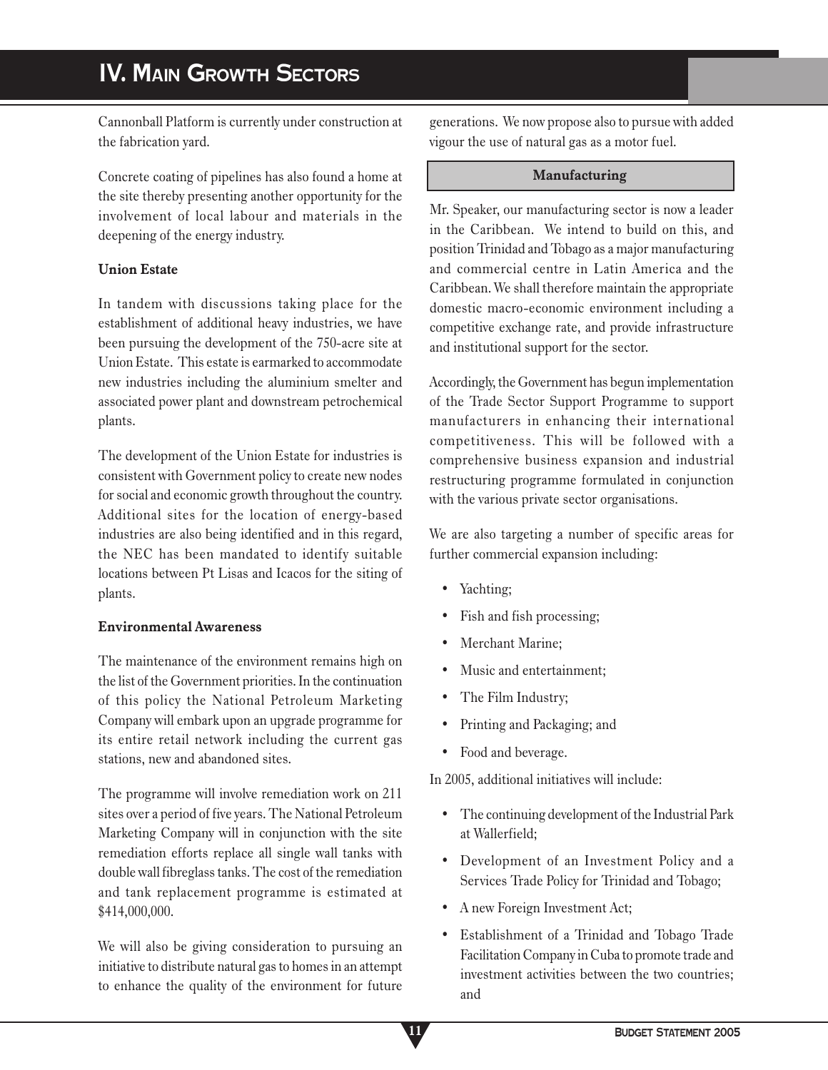Cannonball Platform is currently under construction at the fabrication yard.

Concrete coating of pipelines has also found a home at the site thereby presenting another opportunity for the involvement of local labour and materials in the deepening of the energy industry.

**Union Estate**

In tandem with discussions taking place for the establishment of additional heavy industries, we have been pursuing the development of the 750-acre site at Union Estate. This estate is earmarked to accommodate new industries including the aluminium smelter and associated power plant and downstream petrochemical plants.

The development of the Union Estate for industries is consistent with Government policy to create new nodes for social and economic growth throughout the country. Additional sites for the location of energy-based industries are also being identified and in this regard, the NEC has been mandated to identify suitable locations between Pt Lisas and Icacos for the siting of plants.

**Environmental Awareness**

The maintenance of the environment remains high on the list of the Government priorities. In the continuation of this policy the National Petroleum Marketing Company will embark upon an upgrade programme for its entire retail network including the current gas stations, new and abandoned sites.

The programme will involve remediation work on 211 sites over a period of five years. The National Petroleum Marketing Company will in conjunction with the site remediation efforts replace all single wall tanks with double wall fibreglass tanks. The cost of the remediation and tank replacement programme is estimated at $414,000,000.

We will also be giving consideration to pursuing an initiative to distribute natural gas to homes in an attempt to enhance the quality of the environment for future generations. We now propose also to pursue with added vigour the use of natural gas as a motor fuel.

## Manufacturing

Mr. Speaker, our manufacturing sector is now a leader in the Caribbean. We intend to build on this, and position Trinidad and Tobago as a major manufacturing and commercial centre in Latin America and the Caribbean. We shall therefore maintain the appropriate domestic macro-economic environment including a competitive exchange rate, and provide infrastructure and institutional support for the sector.

Accordingly, the Government has begun implementation of the Trade Sector Support Programme to support manufacturers in enhancing their international competitiveness. This will be followed with a comprehensive business expansion and industrial restructuring programme formulated in conjunction with the various private sector organisations.

We are also targeting a number of specific areas for further commercial expansion including:

- Yachting;
- Fish and fish processing;
- Merchant Marine;
- Music and entertainment;
- The Film Industry;
- Printing and Packaging; and
- Food and beverage.

In 2005, additional initiatives will include:

- The continuing development of the Industrial Park at Wallerfield;
- Development of an Investment Policy and a Services Trade Policy for Trinidad and Tobago;
- A new Foreign Investment Act;
- Establishment of a Trinidad and Tobago Trade Facilitation Company in Cuba to promote trade and investment activities between the two countries; and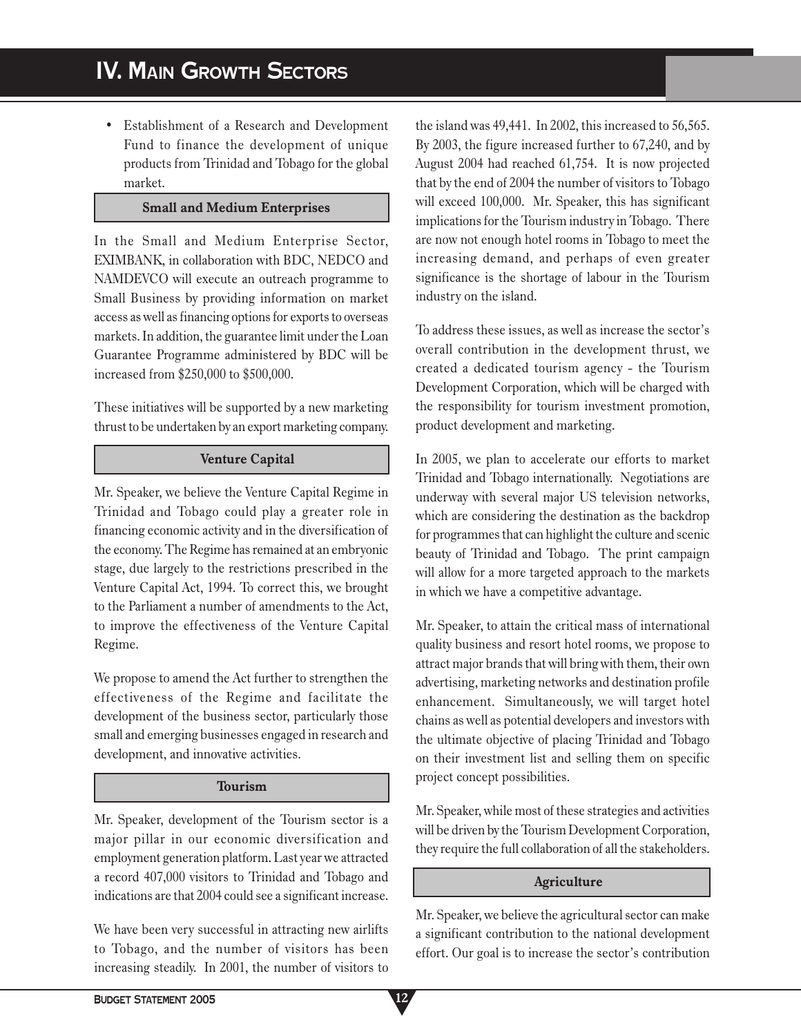- Establishment of a Research and Development Fund to finance the development of unique products from Trinidad and Tobago for the global market.

### Small and Medium Enterprises

In the Small and Medium Enterprise Sector, EXIMBANK, in collaboration with BDC, NEDCO and NAMDEVCO will execute an outreach programme to Small Business by providing information on market access as well as financing options for exports to overseas markets. In addition, the guarantee limit under the Loan Guarantee Programme administered by BDC will be increased from $250,000 to $500,000.

These initiatives will be supported by a new marketing thrust to be undertaken by an export marketing company.

### Venture Capital

Mr. Speaker, we believe the Venture Capital Regime in Trinidad and Tobago could play a greater role in financing economic activity and in the diversification of the economy. The Regime has remained at an embryonic stage, due largely to the restrictions prescribed in the Venture Capital Act, 1994. To correct this, we brought to the Parliament a number of amendments to the Act, to improve the effectiveness of the Venture Capital Regime.

We propose to amend the Act further to strengthen the effectiveness of the Regime and facilitate the development of the business sector, particularly those small and emerging businesses engaged in research and development, and innovative activities.

### Tourism

Mr. Speaker, development of the Tourism sector is a major pillar in our economic diversification and employment generation platform. Last year we attracted a record 407,000 visitors to Trinidad and Tobago and indications are that 2004 could see a significant increase.

We have been very successful in attracting new airlifts to Tobago, and the number of visitors has been increasing steadily. In 2001, the number of visitors to the island was 49,441. In 2002, this increased to 56,565. By 2003, the figure increased further to 67,240, and by August 2004 had reached 61,754. It is now projected that by the end of 2004 the number of visitors to Tobago will exceed 100,000. Mr. Speaker, this has significant implications for the Tourism industry in Tobago. There are now not enough hotel rooms in Tobago to meet the increasing demand, and perhaps of even greater significance is the shortage of labour in the Tourism industry on the island.

To address these issues, as well as increase the sector's overall contribution in the development thrust, we created a dedicated tourism agency - the Tourism Development Corporation, which will be charged with the responsibility for tourism investment promotion, product development and marketing.

In 2005, we plan to accelerate our efforts to market Trinidad and Tobago internationally. Negotiations are underway with several major US television networks, which are considering the destination as the backdrop for programmes that can highlight the culture and scenic beauty of Trinidad and Tobago. The print campaign will allow for a more targeted approach to the markets in which we have a competitive advantage.

Mr. Speaker, to attain the critical mass of international quality business and resort hotel rooms, we propose to attract major brands that will bring with them, their own advertising, marketing networks and destination profile enhancement. Simultaneously, we will target hotel chains as well as potential developers and investors with the ultimate objective of placing Trinidad and Tobago on their investment list and selling them on specific project concept possibilities.

Mr. Speaker, while most of these strategies and activities will be driven by the Tourism Development Corporation, they require the full collaboration of all the stakeholders.

### Agriculture

Mr. Speaker, we believe the agricultural sector can make a significant contribution to the national development effort. Our goal is to increase the sector's contribution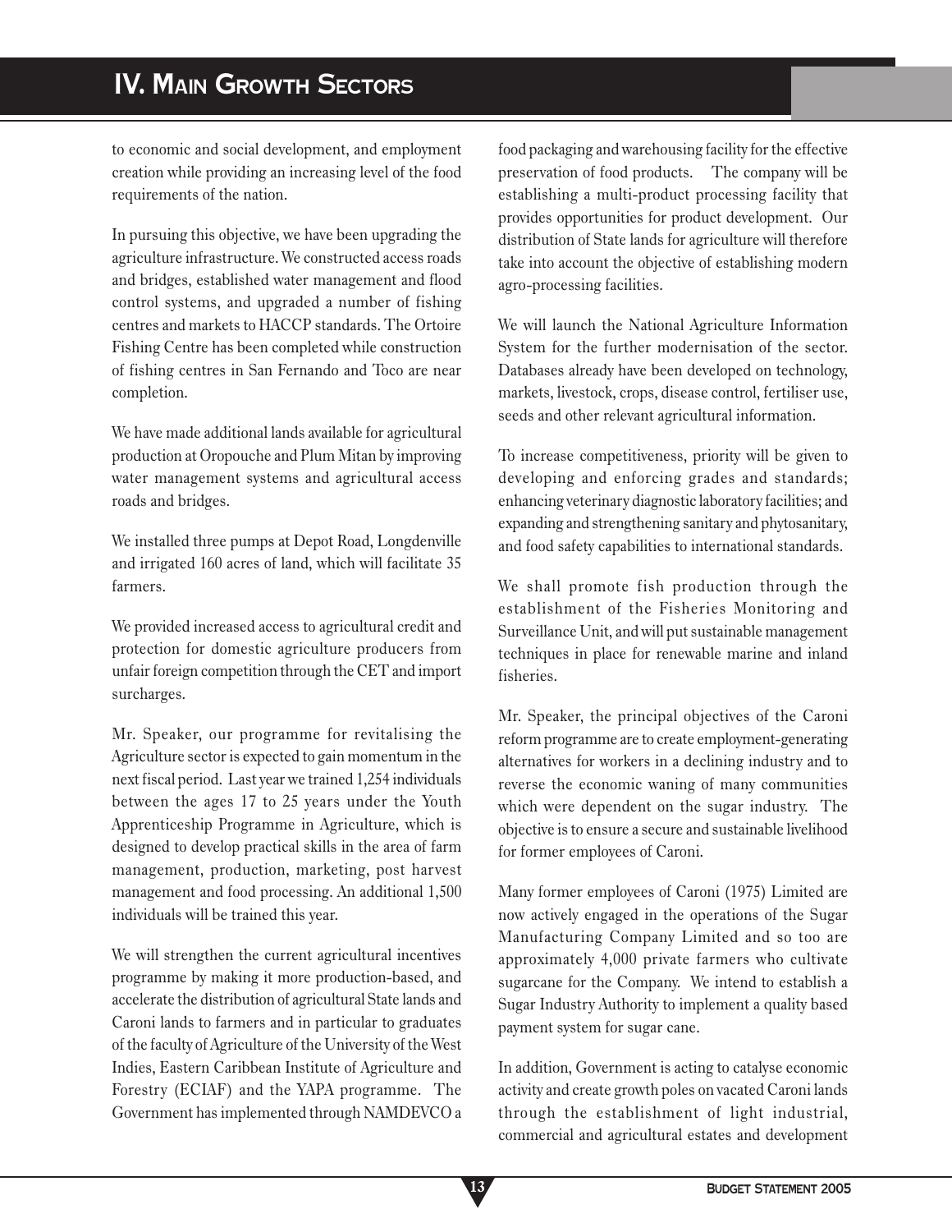to economic and social development, and employment creation while providing an increasing level of the food requirements of the nation.

In pursuing this objective, we have been upgrading the agriculture infrastructure. We constructed access roads and bridges, established water management and flood control systems, and upgraded a number of fishing centres and markets to HACCP standards. The Ortoire Fishing Centre has been completed while construction of fishing centres in San Fernando and Toco are near completion.

We have made additional lands available for agricultural production at Oropouche and Plum Mitan by improving water management systems and agricultural access roads and bridges.

We installed three pumps at Depot Road, Longdenville and irrigated 160 acres of land, which will facilitate 35 farmers.

We provided increased access to agricultural credit and protection for domestic agriculture producers from unfair foreign competition through the CET and import surcharges.

Mr. Speaker, our programme for revitalising the Agriculture sector is expected to gain momentum in the next fiscal period. Last year we trained 1,254 individuals between the ages 17 to 25 years under the Youth Apprenticeship Programme in Agriculture, which is designed to develop practical skills in the area of farm management, production, marketing, post harvest management and food processing. An additional 1,500 individuals will be trained this year.

We will strengthen the current agricultural incentives programme by making it more production-based, and accelerate the distribution of agricultural State lands and Caroni lands to farmers and in particular to graduates of the faculty of Agriculture of the University of the West Indies, Eastern Caribbean Institute of Agriculture and Forestry (ECIAF) and the YAPA programme. The Government has implemented through NAMDEVCO a food packaging and warehousing facility for the effective preservation of food products. The company will be establishing a multi-product processing facility that provides opportunities for product development. Our distribution of State lands for agriculture will therefore take into account the objective of establishing modern agro-processing facilities.

We will launch the National Agriculture Information System for the further modernisation of the sector. Databases already have been developed on technology, markets, livestock, crops, disease control, fertiliser use, seeds and other relevant agricultural information.

To increase competitiveness, priority will be given to developing and enforcing grades and standards; enhancing veterinary diagnostic laboratory facilities; and expanding and strengthening sanitary and phytosanitary, and food safety capabilities to international standards.

We shall promote fish production through the establishment of the Fisheries Monitoring and Surveillance Unit, and will put sustainable management techniques in place for renewable marine and inland fisheries.

Mr. Speaker, the principal objectives of the Caroni reform programme are to create employment-generating alternatives for workers in a declining industry and to reverse the economic waning of many communities which were dependent on the sugar industry. The objective is to ensure a secure and sustainable livelihood for former employees of Caroni.

Many former employees of Caroni (1975) Limited are now actively engaged in the operations of the Sugar Manufacturing Company Limited and so too are approximately 4,000 private farmers who cultivate sugarcane for the Company. We intend to establish a Sugar Industry Authority to implement a quality based payment system for sugar cane.

In addition, Government is acting to catalyse economic activity and create growth poles on vacated Caroni lands through the establishment of light industrial, commercial and agricultural estates and development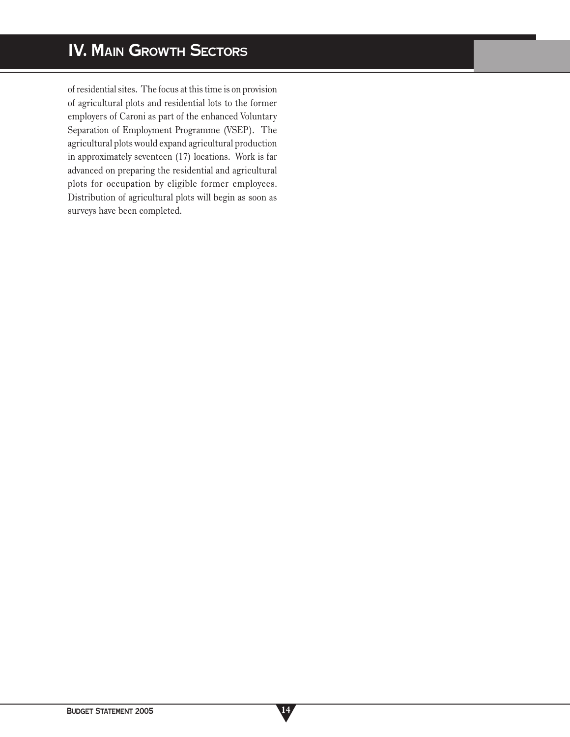of residential sites. The focus at this time is on provision of agricultural plots and residential lots to the former employers of Caroni as part of the enhanced Voluntary Separation of Employment Programme (VSEP). The agricultural plots would expand agricultural production in approximately seventeen (17) locations. Work is far advanced on preparing the residential and agricultural plots for occupation by eligible former employees. Distribution of agricultural plots will begin as soon as surveys have been completed.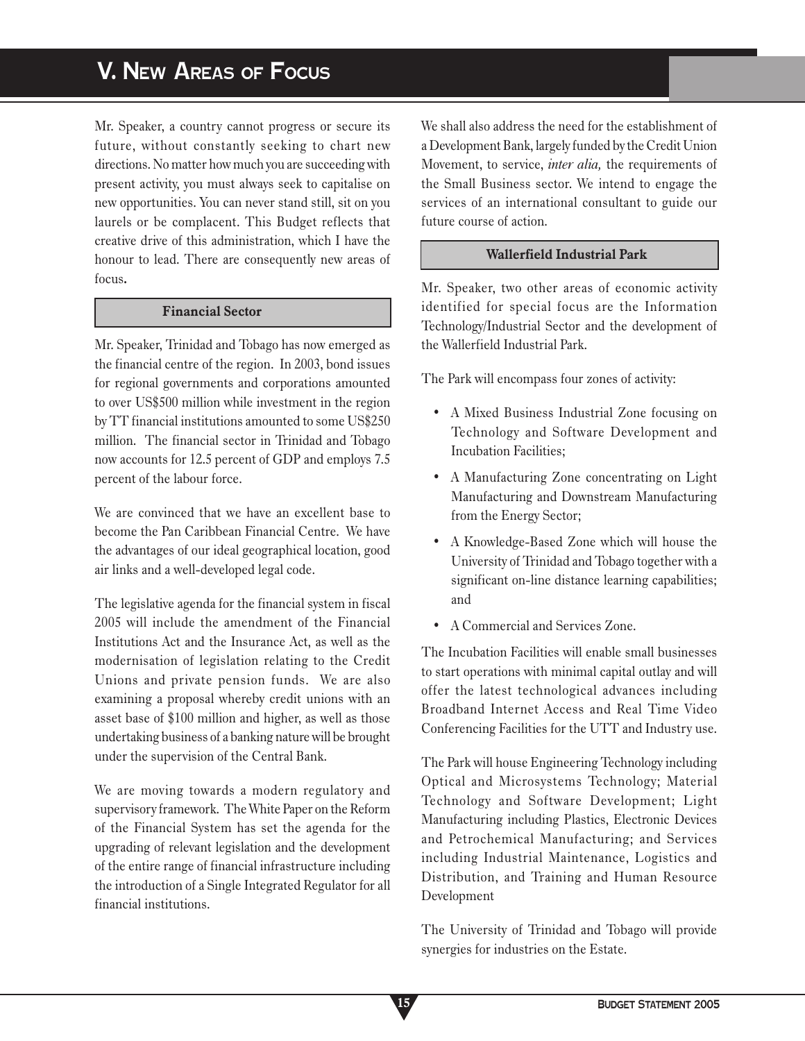# V. New Areas of Focus

Mr. Speaker, a country cannot progress or secure its future, without constantly seeking to chart new directions. No matter how much you are succeeding with present activity, you must always seek to capitalise on new opportunities. You can never stand still, sit on you laurels or be complacent. This Budget reflects that creative drive of this administration, which I have the honour to lead. There are consequently new areas of focus**.**

## Financial Sector

Mr. Speaker, Trinidad and Tobago has now emerged as the financial centre of the region. In 2003, bond issues for regional governments and corporations amounted to over US$500 million while investment in the region by TT financial institutions amounted to some US$250 million. The financial sector in Trinidad and Tobago now accounts for 12.5 percent of GDP and employs 7.5 percent of the labour force.

We are convinced that we have an excellent base to become the Pan Caribbean Financial Centre. We have the advantages of our ideal geographical location, good air links and a well-developed legal code.

The legislative agenda for the financial system in fiscal 2005 will include the amendment of the Financial Institutions Act and the Insurance Act, as well as the modernisation of legislation relating to the Credit Unions and private pension funds. We are also examining a proposal whereby credit unions with an asset base of $100 million and higher, as well as those undertaking business of a banking nature will be brought under the supervision of the Central Bank.

We are moving towards a modern regulatory and supervisory framework. The White Paper on the Reform of the Financial System has set the agenda for the upgrading of relevant legislation and the development of the entire range of financial infrastructure including the introduction of a Single Integrated Regulator for all financial institutions.

We shall also address the need for the establishment of a Development Bank, largely funded by the Credit Union Movement, to service, *inter alia,* the requirements of the Small Business sector. We intend to engage the services of an international consultant to guide our future course of action.

## Wallerfield Industrial Park

Mr. Speaker, two other areas of economic activity identified for special focus are the Information Technology/Industrial Sector and the development of the Wallerfield Industrial Park.

The Park will encompass four zones of activity:

- A Mixed Business Industrial Zone focusing on Technology and Software Development and Incubation Facilities;
- A Manufacturing Zone concentrating on Light Manufacturing and Downstream Manufacturing from the Energy Sector;
- A Knowledge-Based Zone which will house the University of Trinidad and Tobago together with a significant on-line distance learning capabilities; and
- A Commercial and Services Zone.

The Incubation Facilities will enable small businesses to start operations with minimal capital outlay and will offer the latest technological advances including Broadband Internet Access and Real Time Video Conferencing Facilities for the UTT and Industry use.

The Park will house Engineering Technology including Optical and Microsystems Technology; Material Technology and Software Development; Light Manufacturing including Plastics, Electronic Devices and Petrochemical Manufacturing; and Services including Industrial Maintenance, Logistics and Distribution, and Training and Human Resource Development

The University of Trinidad and Tobago will provide synergies for industries on the Estate.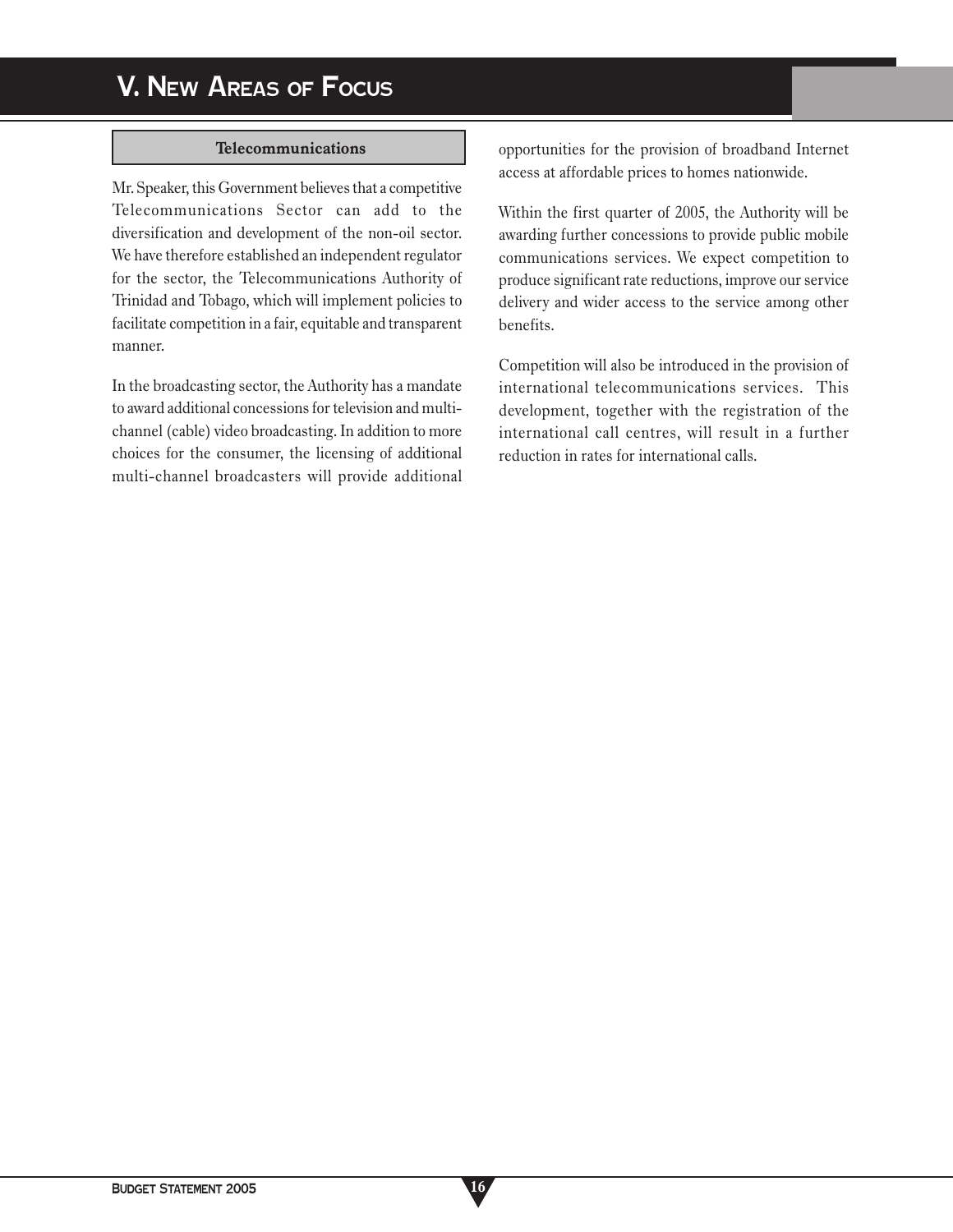# V. New Areas of Focus

## Telecommunications

Mr. Speaker, this Government believes that a competitive Telecommunications Sector can add to the diversification and development of the non-oil sector. We have therefore established an independent regulator for the sector, the Telecommunications Authority of Trinidad and Tobago, which will implement policies to facilitate competition in a fair, equitable and transparent manner.

In the broadcasting sector, the Authority has a mandate to award additional concessions for television and multi-channel (cable) video broadcasting. In addition to more choices for the consumer, the licensing of additional multi-channel broadcasters will provide additional opportunities for the provision of broadband Internet access at affordable prices to homes nationwide.

Within the first quarter of 2005, the Authority will be awarding further concessions to provide public mobile communications services. We expect competition to produce significant rate reductions, improve our service delivery and wider access to the service among other benefits.

Competition will also be introduced in the provision of international telecommunications services. This development, together with the registration of the international call centres, will result in a further reduction in rates for international calls.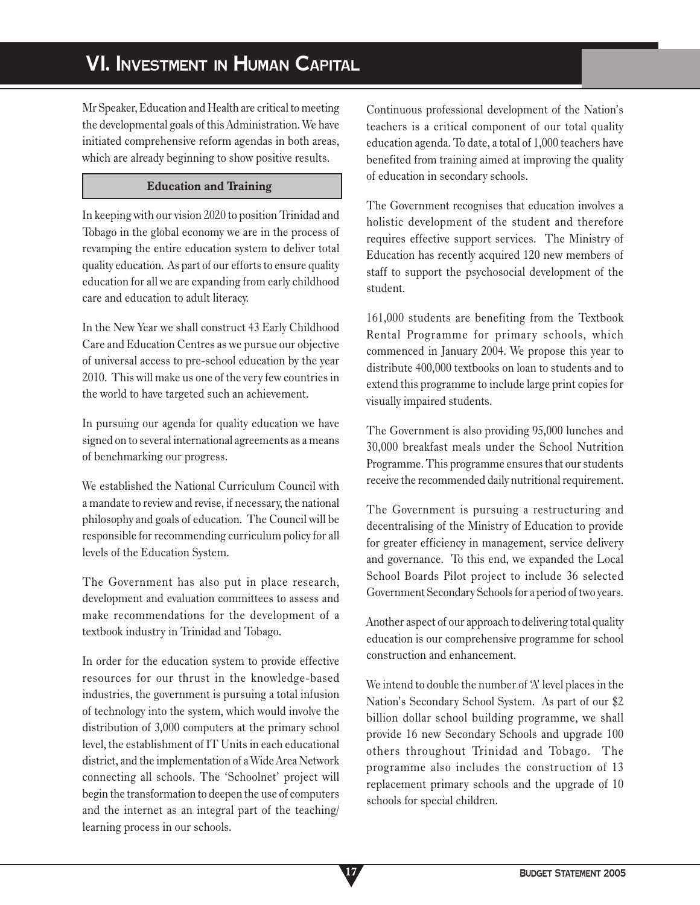# VI. Investment in Human Capital

Mr Speaker, Education and Health are critical to meeting the developmental goals of this Administration. We have initiated comprehensive reform agendas in both areas, which are already beginning to show positive results.

## Education and Training

In keeping with our vision 2020 to position Trinidad and Tobago in the global economy we are in the process of revamping the entire education system to deliver total quality education. As part of our efforts to ensure quality education for all we are expanding from early childhood care and education to adult literacy.

In the New Year we shall construct 43 Early Childhood Care and Education Centres as we pursue our objective of universal access to pre-school education by the year 2010. This will make us one of the very few countries in the world to have targeted such an achievement.

In pursuing our agenda for quality education we have signed on to several international agreements as a means of benchmarking our progress.

We established the National Curriculum Council with a mandate to review and revise, if necessary, the national philosophy and goals of education. The Council will be responsible for recommending curriculum policy for all levels of the Education System.

The Government has also put in place research, development and evaluation committees to assess and make recommendations for the development of a textbook industry in Trinidad and Tobago.

In order for the education system to provide effective resources for our thrust in the knowledge-based industries, the government is pursuing a total infusion of technology into the system, which would involve the distribution of 3,000 computers at the primary school level, the establishment of IT Units in each educational district, and the implementation of a Wide Area Network connecting all schools. The 'Schoolnet' project will begin the transformation to deepen the use of computers and the internet as an integral part of the teaching/ learning process in our schools.

Continuous professional development of the Nation's teachers is a critical component of our total quality education agenda. To date, a total of 1,000 teachers have benefited from training aimed at improving the quality of education in secondary schools.

The Government recognises that education involves a holistic development of the student and therefore requires effective support services. The Ministry of Education has recently acquired 120 new members of staff to support the psychosocial development of the student.

161,000 students are benefiting from the Textbook Rental Programme for primary schools, which commenced in January 2004. We propose this year to distribute 400,000 textbooks on loan to students and to extend this programme to include large print copies for visually impaired students.

The Government is also providing 95,000 lunches and 30,000 breakfast meals under the School Nutrition Programme. This programme ensures that our students receive the recommended daily nutritional requirement.

The Government is pursuing a restructuring and decentralising of the Ministry of Education to provide for greater efficiency in management, service delivery and governance. To this end, we expanded the Local School Boards Pilot project to include 36 selected Government Secondary Schools for a period of two years.

Another aspect of our approach to delivering total quality education is our comprehensive programme for school construction and enhancement.

We intend to double the number of 'A' level places in the Nation's Secondary School System. As part of our $2 billion dollar school building programme, we shall provide 16 new Secondary Schools and upgrade 100 others throughout Trinidad and Tobago. The programme also includes the construction of 13 replacement primary schools and the upgrade of 10 schools for special children.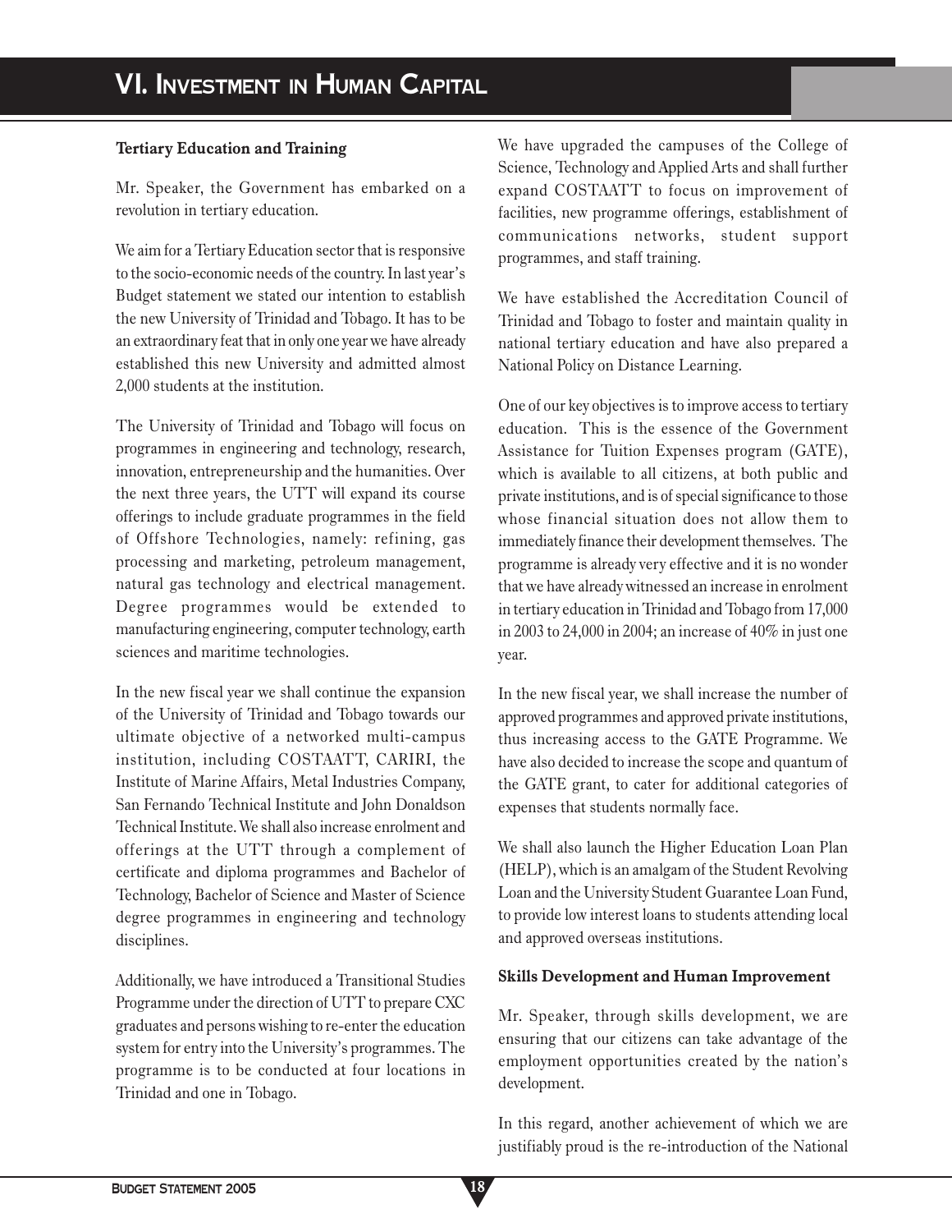## VI. Investment in Human Capital

### Tertiary Education and Training

Mr. Speaker, the Government has embarked on a revolution in tertiary education.

We aim for a Tertiary Education sector that is responsive to the socio-economic needs of the country. In last year's Budget statement we stated our intention to establish the new University of Trinidad and Tobago. It has to be an extraordinary feat that in only one year we have already established this new University and admitted almost 2,000 students at the institution.

The University of Trinidad and Tobago will focus on programmes in engineering and technology, research, innovation, entrepreneurship and the humanities. Over the next three years, the UTT will expand its course offerings to include graduate programmes in the field of Offshore Technologies, namely: refining, gas processing and marketing, petroleum management, natural gas technology and electrical management. Degree programmes would be extended to manufacturing engineering, computer technology, earth sciences and maritime technologies.

In the new fiscal year we shall continue the expansion of the University of Trinidad and Tobago towards our ultimate objective of a networked multi-campus institution, including COSTAATT, CARIRI, the Institute of Marine Affairs, Metal Industries Company, San Fernando Technical Institute and John Donaldson Technical Institute. We shall also increase enrolment and offerings at the UTT through a complement of certificate and diploma programmes and Bachelor of Technology, Bachelor of Science and Master of Science degree programmes in engineering and technology disciplines.

Additionally, we have introduced a Transitional Studies Programme under the direction of UTT to prepare CXC graduates and persons wishing to re-enter the education system for entry into the University's programmes. The programme is to be conducted at four locations in Trinidad and one in Tobago.

We have upgraded the campuses of the College of Science, Technology and Applied Arts and shall further expand COSTAATT to focus on improvement of facilities, new programme offerings, establishment of communications networks, student support programmes, and staff training.

We have established the Accreditation Council of Trinidad and Tobago to foster and maintain quality in national tertiary education and have also prepared a National Policy on Distance Learning.

One of our key objectives is to improve access to tertiary education. This is the essence of the Government Assistance for Tuition Expenses program (GATE), which is available to all citizens, at both public and private institutions, and is of special significance to those whose financial situation does not allow them to immediately finance their development themselves. The programme is already very effective and it is no wonder that we have already witnessed an increase in enrolment in tertiary education in Trinidad and Tobago from 17,000 in 2003 to 24,000 in 2004; an increase of 40% in just one year.

In the new fiscal year, we shall increase the number of approved programmes and approved private institutions, thus increasing access to the GATE Programme. We have also decided to increase the scope and quantum of the GATE grant, to cater for additional categories of expenses that students normally face.

We shall also launch the Higher Education Loan Plan (HELP), which is an amalgam of the Student Revolving Loan and the University Student Guarantee Loan Fund, to provide low interest loans to students attending local and approved overseas institutions.

### Skills Development and Human Improvement

Mr. Speaker, through skills development, we are ensuring that our citizens can take advantage of the employment opportunities created by the nation's development.

In this regard, another achievement of which we are justifiably proud is the re-introduction of the National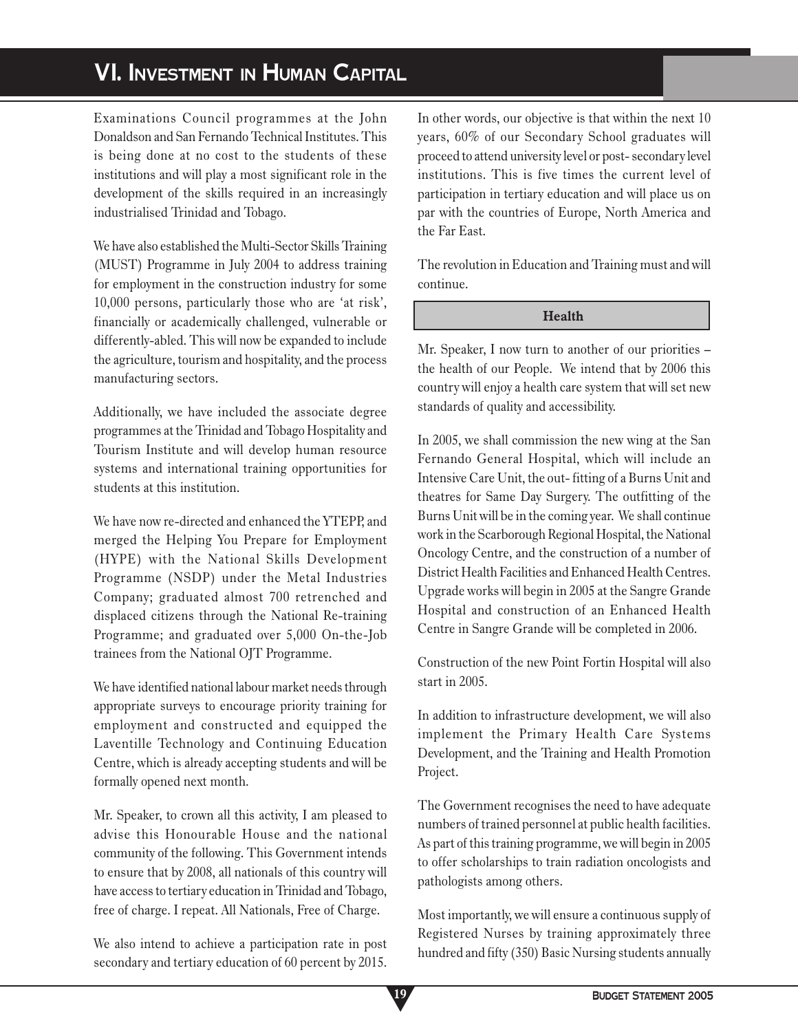# VI. Investment in Human Capital

Examinations Council programmes at the John Donaldson and San Fernando Technical Institutes. This is being done at no cost to the students of these institutions and will play a most significant role in the development of the skills required in an increasingly industrialised Trinidad and Tobago.

We have also established the Multi-Sector Skills Training (MUST) Programme in July 2004 to address training for employment in the construction industry for some 10,000 persons, particularly those who are 'at risk', financially or academically challenged, vulnerable or differently-abled. This will now be expanded to include the agriculture, tourism and hospitality, and the process manufacturing sectors.

Additionally, we have included the associate degree programmes at the Trinidad and Tobago Hospitality and Tourism Institute and will develop human resource systems and international training opportunities for students at this institution.

We have now re-directed and enhanced the YTEPP, and merged the Helping You Prepare for Employment (HYPE) with the National Skills Development Programme (NSDP) under the Metal Industries Company; graduated almost 700 retrenched and displaced citizens through the National Re-training Programme; and graduated over 5,000 On-the-Job trainees from the National OJT Programme.

We have identified national labour market needs through appropriate surveys to encourage priority training for employment and constructed and equipped the Laventille Technology and Continuing Education Centre, which is already accepting students and will be formally opened next month.

Mr. Speaker, to crown all this activity, I am pleased to advise this Honourable House and the national community of the following. This Government intends to ensure that by 2008, all nationals of this country will have access to tertiary education in Trinidad and Tobago, free of charge. I repeat. All Nationals, Free of Charge.

We also intend to achieve a participation rate in post secondary and tertiary education of 60 percent by 2015. In other words, our objective is that within the next 10 years, 60% of our Secondary School graduates will proceed to attend university level or post- secondary level institutions. This is five times the current level of participation in tertiary education and will place us on par with the countries of Europe, North America and the Far East.

The revolution in Education and Training must and will continue.

## Health

Mr. Speaker, I now turn to another of our priorities – the health of our People. We intend that by 2006 this country will enjoy a health care system that will set new standards of quality and accessibility.

In 2005, we shall commission the new wing at the San Fernando General Hospital, which will include an Intensive Care Unit, the out- fitting of a Burns Unit and theatres for Same Day Surgery. The outfitting of the Burns Unit will be in the coming year. We shall continue work in the Scarborough Regional Hospital, the National Oncology Centre, and the construction of a number of District Health Facilities and Enhanced Health Centres. Upgrade works will begin in 2005 at the Sangre Grande Hospital and construction of an Enhanced Health Centre in Sangre Grande will be completed in 2006.

Construction of the new Point Fortin Hospital will also start in 2005.

In addition to infrastructure development, we will also implement the Primary Health Care Systems Development, and the Training and Health Promotion Project.

The Government recognises the need to have adequate numbers of trained personnel at public health facilities. As part of this training programme, we will begin in 2005 to offer scholarships to train radiation oncologists and pathologists among others.

Most importantly, we will ensure a continuous supply of Registered Nurses by training approximately three hundred and fifty (350) Basic Nursing students annually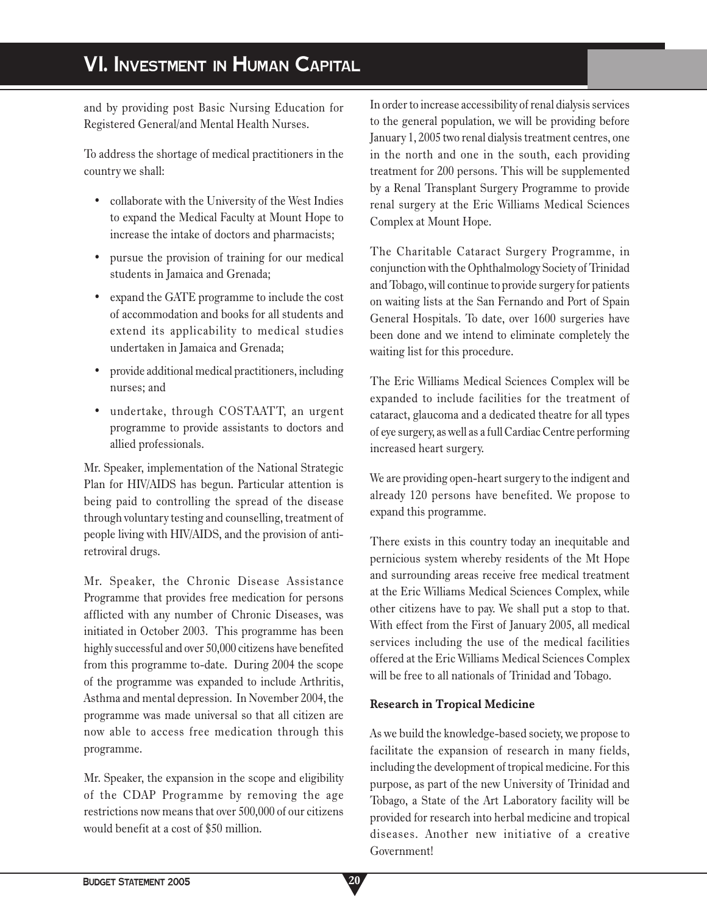and by providing post Basic Nursing Education for Registered General/and Mental Health Nurses.

To address the shortage of medical practitioners in the country we shall:

- collaborate with the University of the West Indies to expand the Medical Faculty at Mount Hope to increase the intake of doctors and pharmacists;
- pursue the provision of training for our medical students in Jamaica and Grenada;
- expand the GATE programme to include the cost of accommodation and books for all students and extend its applicability to medical studies undertaken in Jamaica and Grenada;
- provide additional medical practitioners, including nurses; and
- undertake, through COSTAATT, an urgent programme to provide assistants to doctors and allied professionals.

Mr. Speaker, implementation of the National Strategic Plan for HIV/AIDS has begun. Particular attention is being paid to controlling the spread of the disease through voluntary testing and counselling, treatment of people living with HIV/AIDS, and the provision of anti-retroviral drugs.

Mr. Speaker, the Chronic Disease Assistance Programme that provides free medication for persons afflicted with any number of Chronic Diseases, was initiated in October 2003. This programme has been highly successful and over 50,000 citizens have benefited from this programme to-date. During 2004 the scope of the programme was expanded to include Arthritis, Asthma and mental depression. In November 2004, the programme was made universal so that all citizen are now able to access free medication through this programme.

Mr. Speaker, the expansion in the scope and eligibility of the CDAP Programme by removing the age restrictions now means that over 500,000 of our citizens would benefit at a cost of $50 million.

In order to increase accessibility of renal dialysis services to the general population, we will be providing before January 1, 2005 two renal dialysis treatment centres, one in the north and one in the south, each providing treatment for 200 persons. This will be supplemented by a Renal Transplant Surgery Programme to provide renal surgery at the Eric Williams Medical Sciences Complex at Mount Hope.

The Charitable Cataract Surgery Programme, in conjunction with the Ophthalmology Society of Trinidad and Tobago, will continue to provide surgery for patients on waiting lists at the San Fernando and Port of Spain General Hospitals. To date, over 1600 surgeries have been done and we intend to eliminate completely the waiting list for this procedure.

The Eric Williams Medical Sciences Complex will be expanded to include facilities for the treatment of cataract, glaucoma and a dedicated theatre for all types of eye surgery, as well as a full Cardiac Centre performing increased heart surgery.

We are providing open-heart surgery to the indigent and already 120 persons have benefited. We propose to expand this programme.

There exists in this country today an inequitable and pernicious system whereby residents of the Mt Hope and surrounding areas receive free medical treatment at the Eric Williams Medical Sciences Complex, while other citizens have to pay. We shall put a stop to that. With effect from the First of January 2005, all medical services including the use of the medical facilities offered at the Eric Williams Medical Sciences Complex will be free to all nationals of Trinidad and Tobago.

**Research in Tropical Medicine**

As we build the knowledge-based society, we propose to facilitate the expansion of research in many fields, including the development of tropical medicine. For this purpose, as part of the new University of Trinidad and Tobago, a State of the Art Laboratory facility will be provided for research into herbal medicine and tropical diseases. Another new initiative of a creative Government!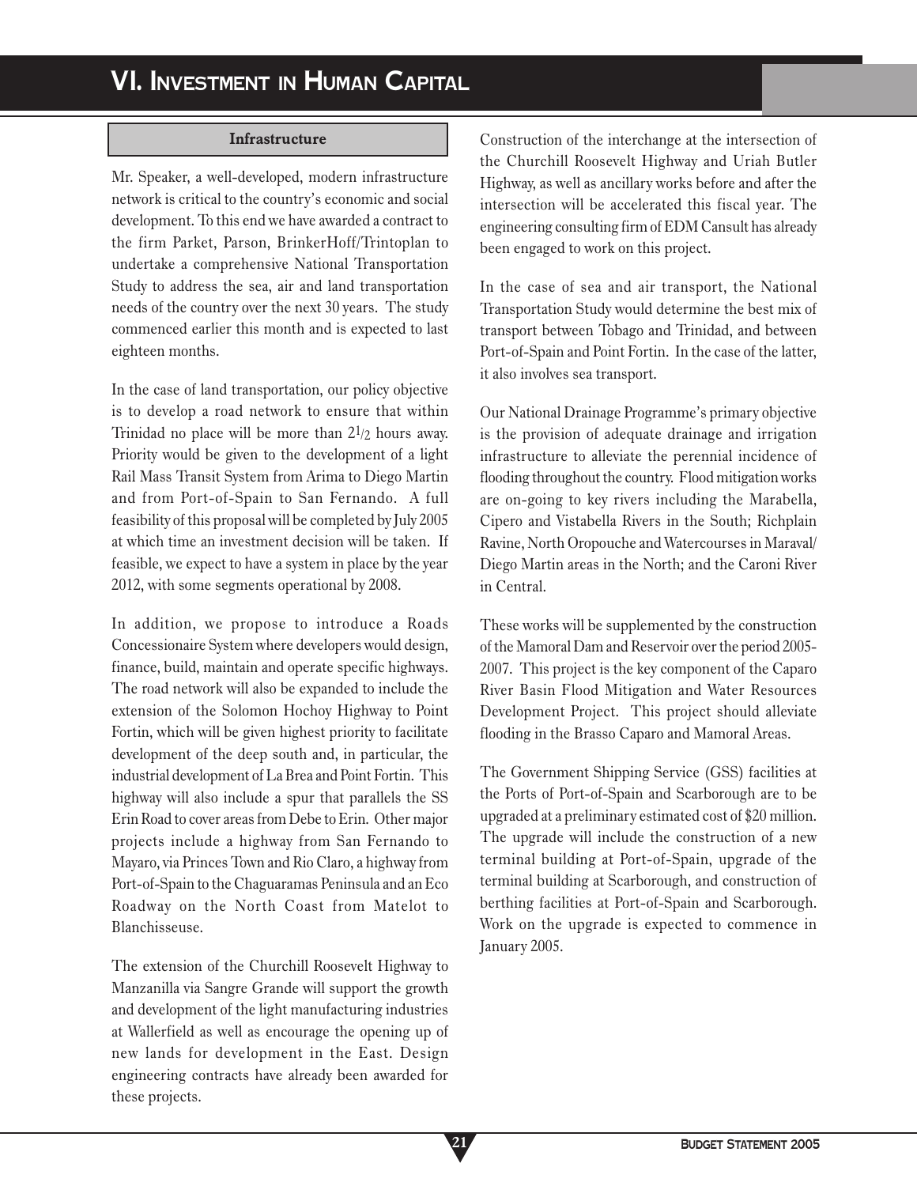# VI. Investment in Human Capital

## Infrastructure

Mr. Speaker, a well-developed, modern infrastructure network is critical to the country's economic and social development. To this end we have awarded a contract to the firm Parket, Parson, BrinkerHoff/Trintoplan to undertake a comprehensive National Transportation Study to address the sea, air and land transportation needs of the country over the next 30 years. The study commenced earlier this month and is expected to last eighteen months.

In the case of land transportation, our policy objective is to develop a road network to ensure that within Trinidad no place will be more than $2^1/_2$ hours away. Priority would be given to the development of a light Rail Mass Transit System from Arima to Diego Martin and from Port-of-Spain to San Fernando. A full feasibility of this proposal will be completed by July 2005 at which time an investment decision will be taken. If feasible, we expect to have a system in place by the year 2012, with some segments operational by 2008.

In addition, we propose to introduce a Roads Concessionaire System where developers would design, finance, build, maintain and operate specific highways. The road network will also be expanded to include the extension of the Solomon Hochoy Highway to Point Fortin, which will be given highest priority to facilitate development of the deep south and, in particular, the industrial development of La Brea and Point Fortin. This highway will also include a spur that parallels the SS Erin Road to cover areas from Debe to Erin. Other major projects include a highway from San Fernando to Mayaro, via Princes Town and Rio Claro, a highway from Port-of-Spain to the Chaguaramas Peninsula and an Eco Roadway on the North Coast from Matelot to Blanchisseuse.

The extension of the Churchill Roosevelt Highway to Manzanilla via Sangre Grande will support the growth and development of the light manufacturing industries at Wallerfield as well as encourage the opening up of new lands for development in the East. Design engineering contracts have already been awarded for these projects.

Construction of the interchange at the intersection of the Churchill Roosevelt Highway and Uriah Butler Highway, as well as ancillary works before and after the intersection will be accelerated this fiscal year. The engineering consulting firm of EDM Cansult has already been engaged to work on this project.

In the case of sea and air transport, the National Transportation Study would determine the best mix of transport between Tobago and Trinidad, and between Port-of-Spain and Point Fortin. In the case of the latter, it also involves sea transport.

Our National Drainage Programme's primary objective is the provision of adequate drainage and irrigation infrastructure to alleviate the perennial incidence of flooding throughout the country. Flood mitigation works are on-going to key rivers including the Marabella, Cipero and Vistabella Rivers in the South; Richplain Ravine, North Oropouche and Watercourses in Maraval/ Diego Martin areas in the North; and the Caroni River in Central.

These works will be supplemented by the construction of the Mamoral Dam and Reservoir over the period 2005-2007. This project is the key component of the Caparo River Basin Flood Mitigation and Water Resources Development Project. This project should alleviate flooding in the Brasso Caparo and Mamoral Areas.

The Government Shipping Service (GSS) facilities at the Ports of Port-of-Spain and Scarborough are to be upgraded at a preliminary estimated cost of $20 million. The upgrade will include the construction of a new terminal building at Port-of-Spain, upgrade of the terminal building at Scarborough, and construction of berthing facilities at Port-of-Spain and Scarborough. Work on the upgrade is expected to commence in January 2005.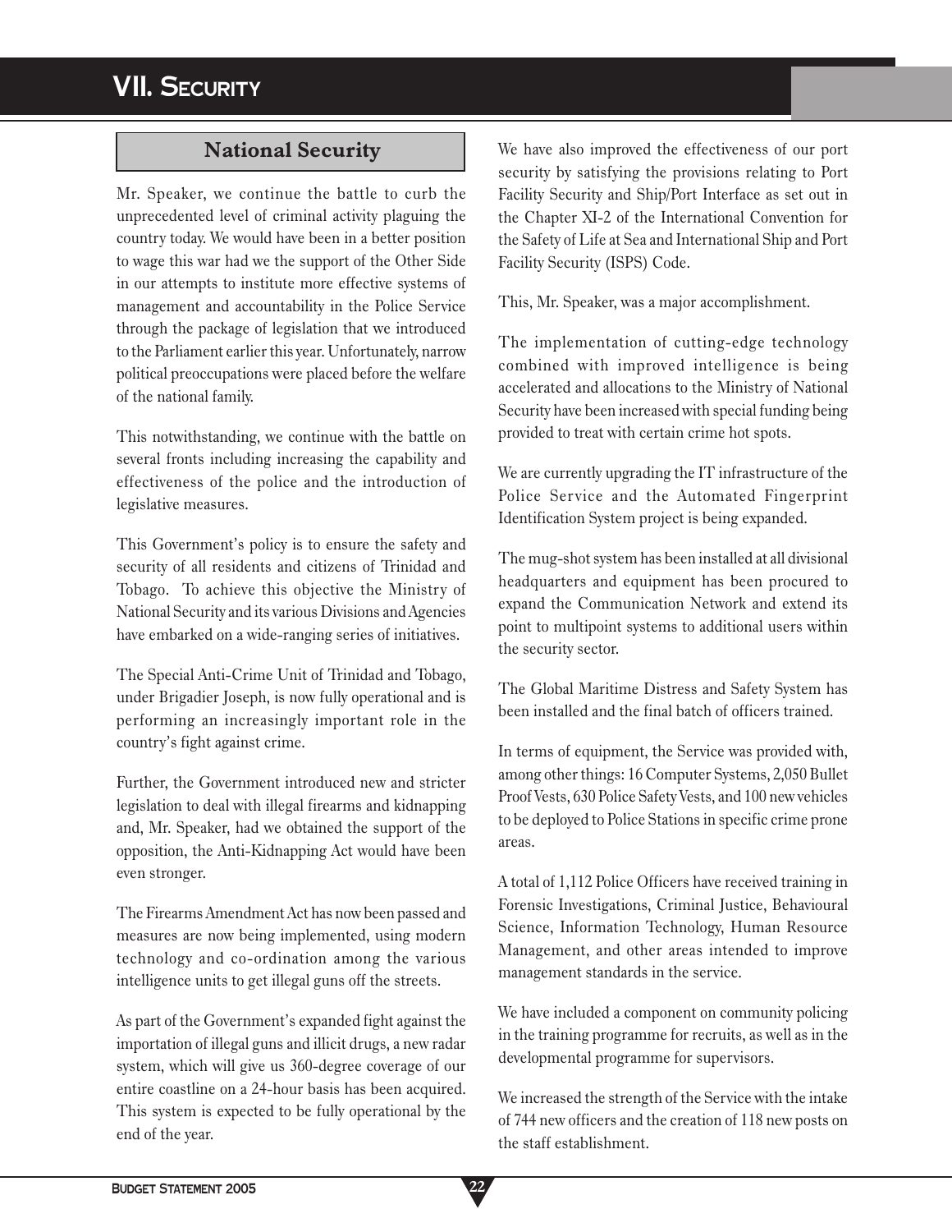# VII. Security

## National Security

Mr. Speaker, we continue the battle to curb the unprecedented level of criminal activity plaguing the country today. We would have been in a better position to wage this war had we the support of the Other Side in our attempts to institute more effective systems of management and accountability in the Police Service through the package of legislation that we introduced to the Parliament earlier this year. Unfortunately, narrow political preoccupations were placed before the welfare of the national family.

This notwithstanding, we continue with the battle on several fronts including increasing the capability and effectiveness of the police and the introduction of legislative measures.

This Government's policy is to ensure the safety and security of all residents and citizens of Trinidad and Tobago. To achieve this objective the Ministry of National Security and its various Divisions and Agencies have embarked on a wide-ranging series of initiatives.

The Special Anti-Crime Unit of Trinidad and Tobago, under Brigadier Joseph, is now fully operational and is performing an increasingly important role in the country's fight against crime.

Further, the Government introduced new and stricter legislation to deal with illegal firearms and kidnapping and, Mr. Speaker, had we obtained the support of the opposition, the Anti-Kidnapping Act would have been even stronger.

The Firearms Amendment Act has now been passed and measures are now being implemented, using modern technology and co-ordination among the various intelligence units to get illegal guns off the streets.

As part of the Government's expanded fight against the importation of illegal guns and illicit drugs, a new radar system, which will give us 360-degree coverage of our entire coastline on a 24-hour basis has been acquired. This system is expected to be fully operational by the end of the year.

We have also improved the effectiveness of our port security by satisfying the provisions relating to Port Facility Security and Ship/Port Interface as set out in the Chapter XI-2 of the International Convention for the Safety of Life at Sea and International Ship and Port Facility Security (ISPS) Code.

This, Mr. Speaker, was a major accomplishment.

The implementation of cutting-edge technology combined with improved intelligence is being accelerated and allocations to the Ministry of National Security have been increased with special funding being provided to treat with certain crime hot spots.

We are currently upgrading the IT infrastructure of the Police Service and the Automated Fingerprint Identification System project is being expanded.

The mug-shot system has been installed at all divisional headquarters and equipment has been procured to expand the Communication Network and extend its point to multipoint systems to additional users within the security sector.

The Global Maritime Distress and Safety System has been installed and the final batch of officers trained.

In terms of equipment, the Service was provided with, among other things: 16 Computer Systems, 2,050 Bullet Proof Vests, 630 Police Safety Vests, and 100 new vehicles to be deployed to Police Stations in specific crime prone areas.

A total of 1,112 Police Officers have received training in Forensic Investigations, Criminal Justice, Behavioural Science, Information Technology, Human Resource Management, and other areas intended to improve management standards in the service.

We have included a component on community policing in the training programme for recruits, as well as in the developmental programme for supervisors.

We increased the strength of the Service with the intake of 744 new officers and the creation of 118 new posts on the staff establishment.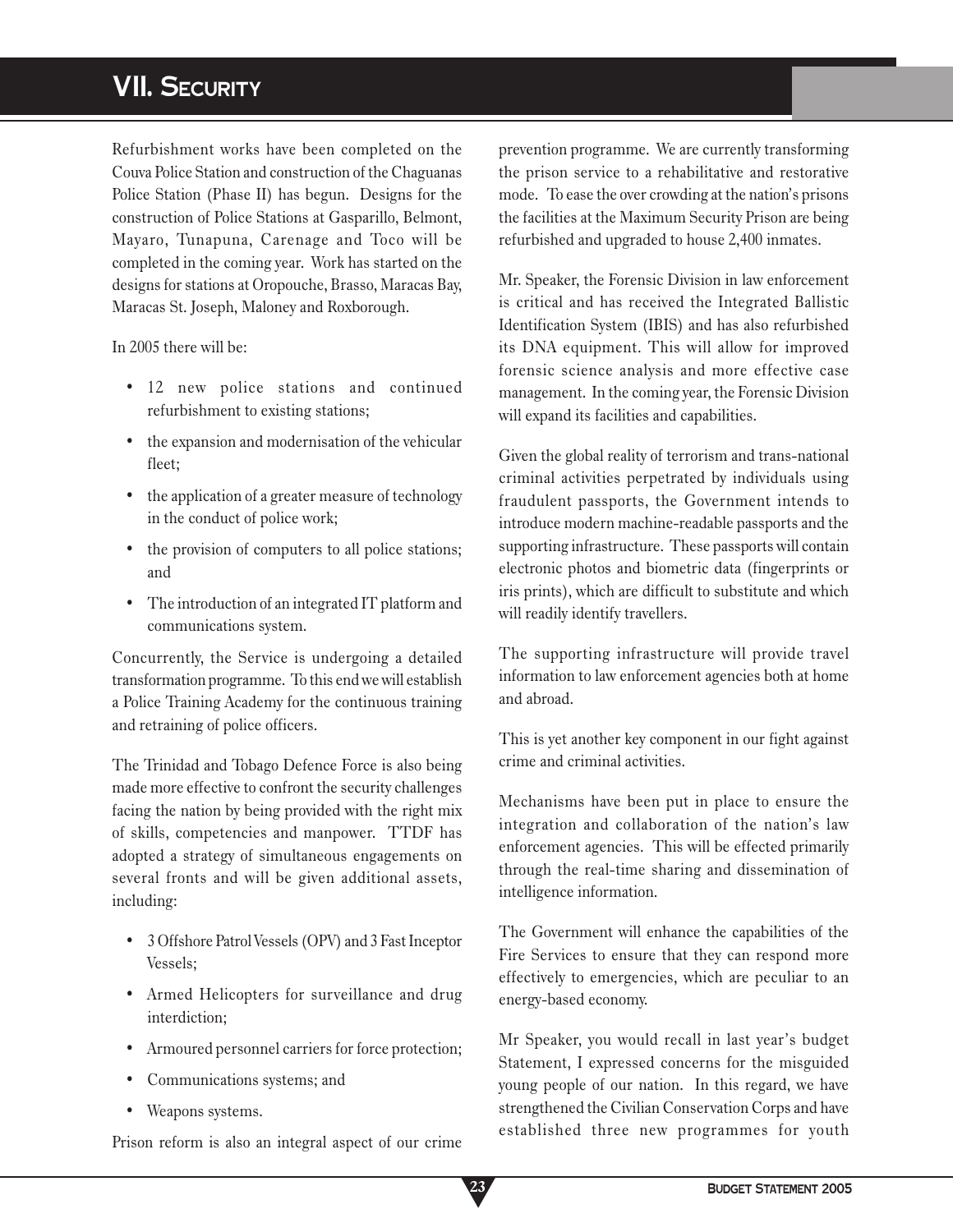# VII. Security

Refurbishment works have been completed on the Couva Police Station and construction of the Chaguanas Police Station (Phase II) has begun. Designs for the construction of Police Stations at Gasparillo, Belmont, Mayaro, Tunapuna, Carenage and Toco will be completed in the coming year. Work has started on the designs for stations at Oropouche, Brasso, Maracas Bay, Maracas St. Joseph, Maloney and Roxborough.

In 2005 there will be:

- 12 new police stations and continued refurbishment to existing stations;
- the expansion and modernisation of the vehicular fleet;
- the application of a greater measure of technology in the conduct of police work;
- the provision of computers to all police stations; and
- The introduction of an integrated IT platform and communications system.

Concurrently, the Service is undergoing a detailed transformation programme. To this end we will establish a Police Training Academy for the continuous training and retraining of police officers.

The Trinidad and Tobago Defence Force is also being made more effective to confront the security challenges facing the nation by being provided with the right mix of skills, competencies and manpower. TTDF has adopted a strategy of simultaneous engagements on several fronts and will be given additional assets, including:

- 3 Offshore Patrol Vessels (OPV) and 3 Fast Inceptor Vessels;
- Armed Helicopters for surveillance and drug interdiction;
- Armoured personnel carriers for force protection;
- Communications systems; and
- Weapons systems.

Prison reform is also an integral aspect of our crime prevention programme. We are currently transforming the prison service to a rehabilitative and restorative mode. To ease the over crowding at the nation's prisons the facilities at the Maximum Security Prison are being refurbished and upgraded to house 2,400 inmates.

Mr. Speaker, the Forensic Division in law enforcement is critical and has received the Integrated Ballistic Identification System (IBIS) and has also refurbished its DNA equipment. This will allow for improved forensic science analysis and more effective case management. In the coming year, the Forensic Division will expand its facilities and capabilities.

Given the global reality of terrorism and trans-national criminal activities perpetrated by individuals using fraudulent passports, the Government intends to introduce modern machine-readable passports and the supporting infrastructure. These passports will contain electronic photos and biometric data (fingerprints or iris prints), which are difficult to substitute and which will readily identify travellers.

The supporting infrastructure will provide travel information to law enforcement agencies both at home and abroad.

This is yet another key component in our fight against crime and criminal activities.

Mechanisms have been put in place to ensure the integration and collaboration of the nation's law enforcement agencies. This will be effected primarily through the real-time sharing and dissemination of intelligence information.

The Government will enhance the capabilities of the Fire Services to ensure that they can respond more effectively to emergencies, which are peculiar to an energy-based economy.

Mr Speaker, you would recall in last year's budget Statement, I expressed concerns for the misguided young people of our nation. In this regard, we have strengthened the Civilian Conservation Corps and have established three new programmes for youth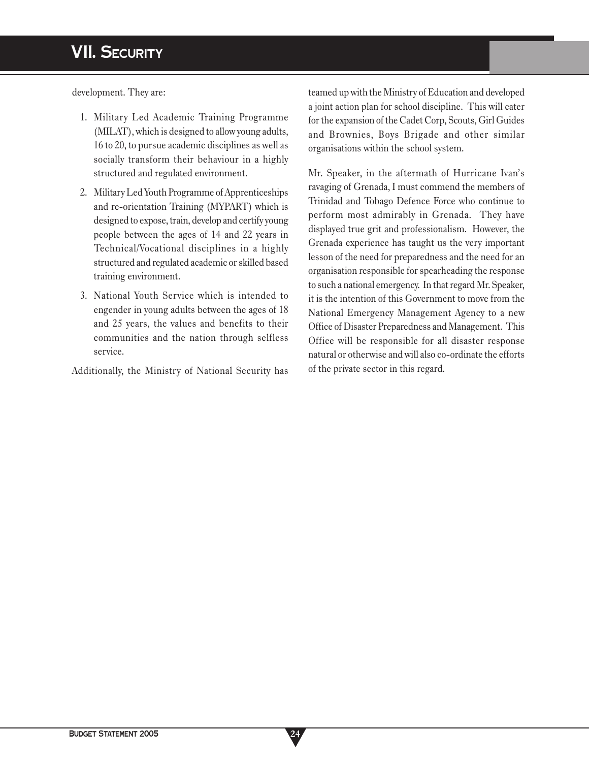development. They are:

1. Military Led Academic Training Programme (MILAT), which is designed to allow young adults, 16 to 20, to pursue academic disciplines as well as socially transform their behaviour in a highly structured and regulated environment.
2. Military Led Youth Programme of Apprenticeships and re-orientation Training (MYPART) which is designed to expose, train, develop and certify young people between the ages of 14 and 22 years in Technical/Vocational disciplines in a highly structured and regulated academic or skilled based training environment.
3. National Youth Service which is intended to engender in young adults between the ages of 18 and 25 years, the values and benefits to their communities and the nation through selfless service.

Additionally, the Ministry of National Security has teamed up with the Ministry of Education and developed a joint action plan for school discipline. This will cater for the expansion of the Cadet Corp, Scouts, Girl Guides and Brownies, Boys Brigade and other similar organisations within the school system.

Mr. Speaker, in the aftermath of Hurricane Ivan's ravaging of Grenada, I must commend the members of Trinidad and Tobago Defence Force who continue to perform most admirably in Grenada. They have displayed true grit and professionalism. However, the Grenada experience has taught us the very important lesson of the need for preparedness and the need for an organisation responsible for spearheading the response to such a national emergency. In that regard Mr. Speaker, it is the intention of this Government to move from the National Emergency Management Agency to a new Office of Disaster Preparedness and Management. This Office will be responsible for all disaster response natural or otherwise and will also co-ordinate the efforts of the private sector in this regard.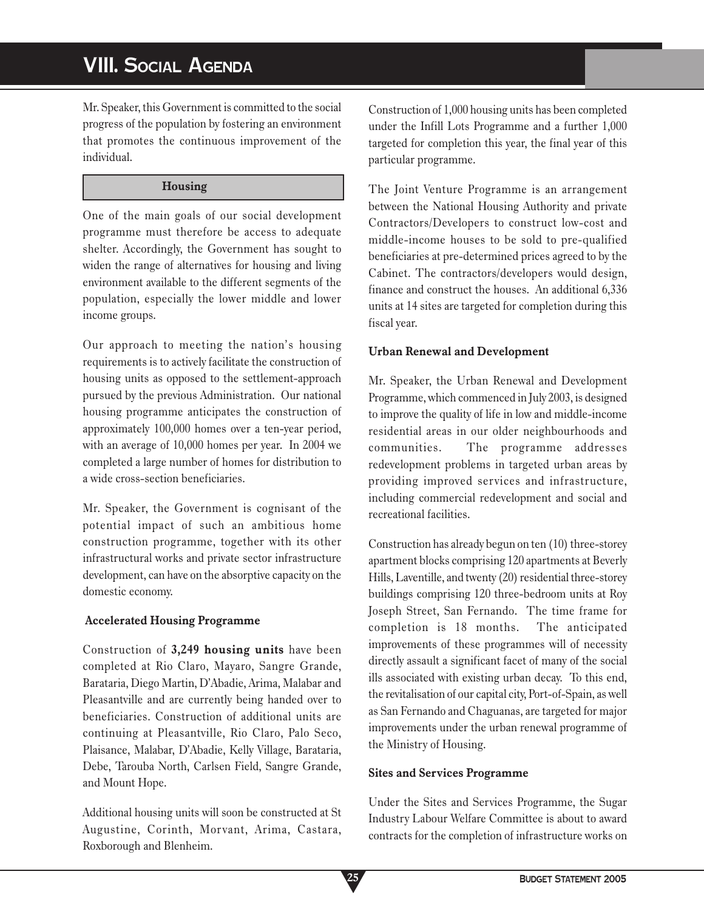# VIII. Social Agenda

Mr. Speaker, this Government is committed to the social progress of the population by fostering an environment that promotes the continuous improvement of the individual.

## Housing

One of the main goals of our social development programme must therefore be access to adequate shelter. Accordingly, the Government has sought to widen the range of alternatives for housing and living environment available to the different segments of the population, especially the lower middle and lower income groups.

Our approach to meeting the nation's housing requirements is to actively facilitate the construction of housing units as opposed to the settlement-approach pursued by the previous Administration. Our national housing programme anticipates the construction of approximately 100,000 homes over a ten-year period, with an average of 10,000 homes per year. In 2004 we completed a large number of homes for distribution to a wide cross-section beneficiaries.

Mr. Speaker, the Government is cognisant of the potential impact of such an ambitious home construction programme, together with its other infrastructural works and private sector infrastructure development, can have on the absorptive capacity on the domestic economy.

### Accelerated Housing Programme

Construction of **3,249 housing units** have been completed at Rio Claro, Mayaro, Sangre Grande, Barataria, Diego Martin, D'Abadie, Arima, Malabar and Pleasantville and are currently being handed over to beneficiaries. Construction of additional units are continuing at Pleasantville, Rio Claro, Palo Seco, Plaisance, Malabar, D'Abadie, Kelly Village, Barataria, Debe, Tarouba North, Carlsen Field, Sangre Grande, and Mount Hope.

Additional housing units will soon be constructed at St Augustine, Corinth, Morvant, Arima, Castara, Roxborough and Blenheim.

Construction of 1,000 housing units has been completed under the Infill Lots Programme and a further 1,000 targeted for completion this year, the final year of this particular programme.

The Joint Venture Programme is an arrangement between the National Housing Authority and private Contractors/Developers to construct low-cost and middle-income houses to be sold to pre-qualified beneficiaries at pre-determined prices agreed to by the Cabinet. The contractors/developers would design, finance and construct the houses. An additional 6,336 units at 14 sites are targeted for completion during this fiscal year.

### Urban Renewal and Development

Mr. Speaker, the Urban Renewal and Development Programme, which commenced in July 2003, is designed to improve the quality of life in low and middle-income residential areas in our older neighbourhoods and communities. The programme addresses redevelopment problems in targeted urban areas by providing improved services and infrastructure, including commercial redevelopment and social and recreational facilities.

Construction has already begun on ten (10) three-storey apartment blocks comprising 120 apartments at Beverly Hills, Laventille, and twenty (20) residential three-storey buildings comprising 120 three-bedroom units at Roy Joseph Street, San Fernando. The time frame for completion is 18 months. The anticipated improvements of these programmes will of necessity directly assault a significant facet of many of the social ills associated with existing urban decay. To this end, the revitalisation of our capital city, Port-of-Spain, as well as San Fernando and Chaguanas, are targeted for major improvements under the urban renewal programme of the Ministry of Housing.

### Sites and Services Programme

Under the Sites and Services Programme, the Sugar Industry Labour Welfare Committee is about to award contracts for the completion of infrastructure works on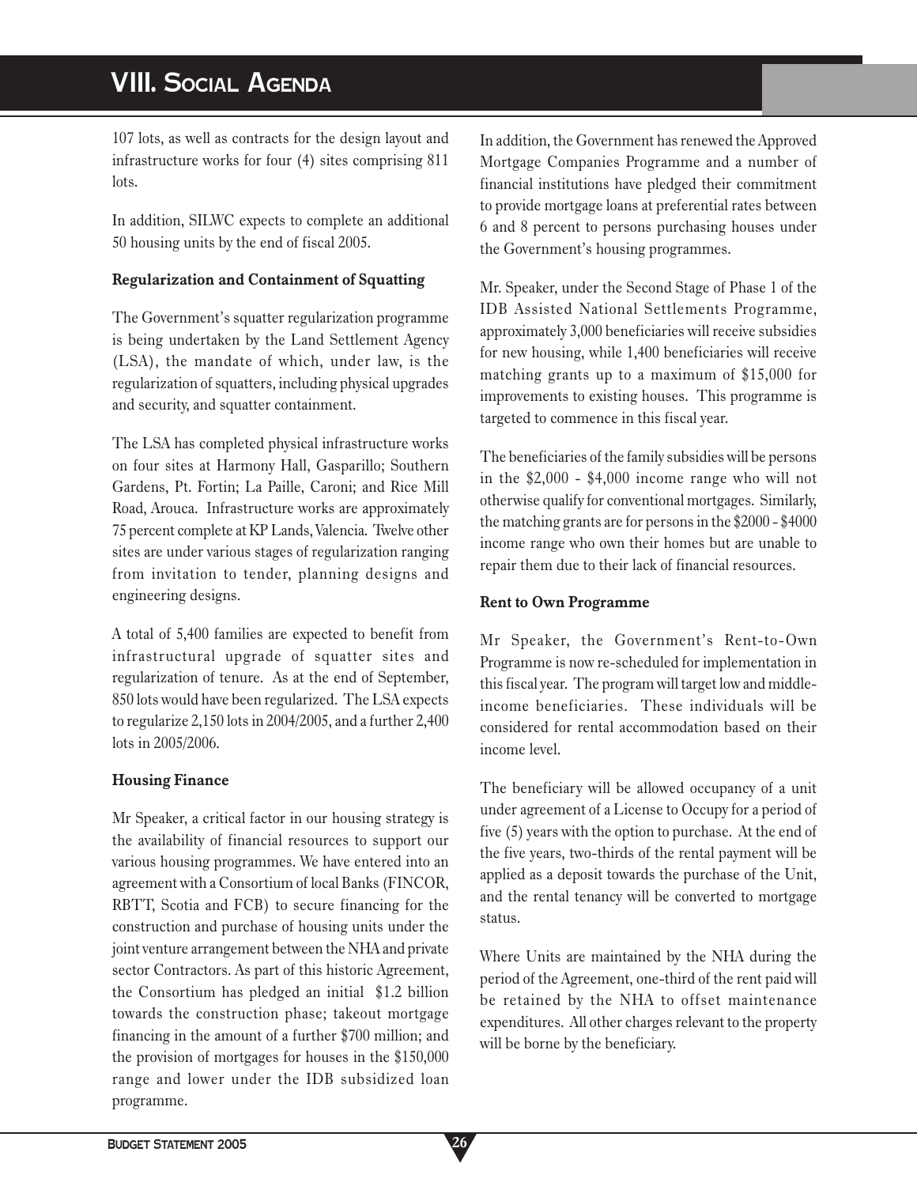107 lots, as well as contracts for the design layout and infrastructure works for four (4) sites comprising 811 lots.

In addition, SILWC expects to complete an additional 50 housing units by the end of fiscal 2005.

**Regularization and Containment of Squatting**

The Government's squatter regularization programme is being undertaken by the Land Settlement Agency (LSA), the mandate of which, under law, is the regularization of squatters, including physical upgrades and security, and squatter containment.

The LSA has completed physical infrastructure works on four sites at Harmony Hall, Gasparillo; Southern Gardens, Pt. Fortin; La Paille, Caroni; and Rice Mill Road, Arouca. Infrastructure works are approximately 75 percent complete at KP Lands, Valencia. Twelve other sites are under various stages of regularization ranging from invitation to tender, planning designs and engineering designs.

A total of 5,400 families are expected to benefit from infrastructural upgrade of squatter sites and regularization of tenure. As at the end of September, 850 lots would have been regularized. The LSA expects to regularize 2,150 lots in 2004/2005, and a further 2,400 lots in 2005/2006.

**Housing Finance**

Mr Speaker, a critical factor in our housing strategy is the availability of financial resources to support our various housing programmes. We have entered into an agreement with a Consortium of local Banks (FINCOR, RBTT, Scotia and FCB) to secure financing for the construction and purchase of housing units under the joint venture arrangement between the NHA and private sector Contractors. As part of this historic Agreement, the Consortium has pledged an initial $1.2 billion towards the construction phase; takeout mortgage financing in the amount of a further $700 million; and the provision of mortgages for houses in the $150,000 range and lower under the IDB subsidized loan programme.

In addition, the Government has renewed the Approved Mortgage Companies Programme and a number of financial institutions have pledged their commitment to provide mortgage loans at preferential rates between 6 and 8 percent to persons purchasing houses under the Government's housing programmes.

Mr. Speaker, under the Second Stage of Phase 1 of the IDB Assisted National Settlements Programme, approximately 3,000 beneficiaries will receive subsidies for new housing, while 1,400 beneficiaries will receive matching grants up to a maximum of $15,000 for improvements to existing houses. This programme is targeted to commence in this fiscal year.

The beneficiaries of the family subsidies will be persons in the $2,000 - $4,000 income range who will not otherwise qualify for conventional mortgages. Similarly, the matching grants are for persons in the $2000 - $4000 income range who own their homes but are unable to repair them due to their lack of financial resources.

**Rent to Own Programme**

Mr Speaker, the Government's Rent-to-Own Programme is now re-scheduled for implementation in this fiscal year. The program will target low and middle-income beneficiaries. These individuals will be considered for rental accommodation based on their income level.

The beneficiary will be allowed occupancy of a unit under agreement of a License to Occupy for a period of five (5) years with the option to purchase. At the end of the five years, two-thirds of the rental payment will be applied as a deposit towards the purchase of the Unit, and the rental tenancy will be converted to mortgage status.

Where Units are maintained by the NHA during the period of the Agreement, one-third of the rent paid will be retained by the NHA to offset maintenance expenditures. All other charges relevant to the property will be borne by the beneficiary.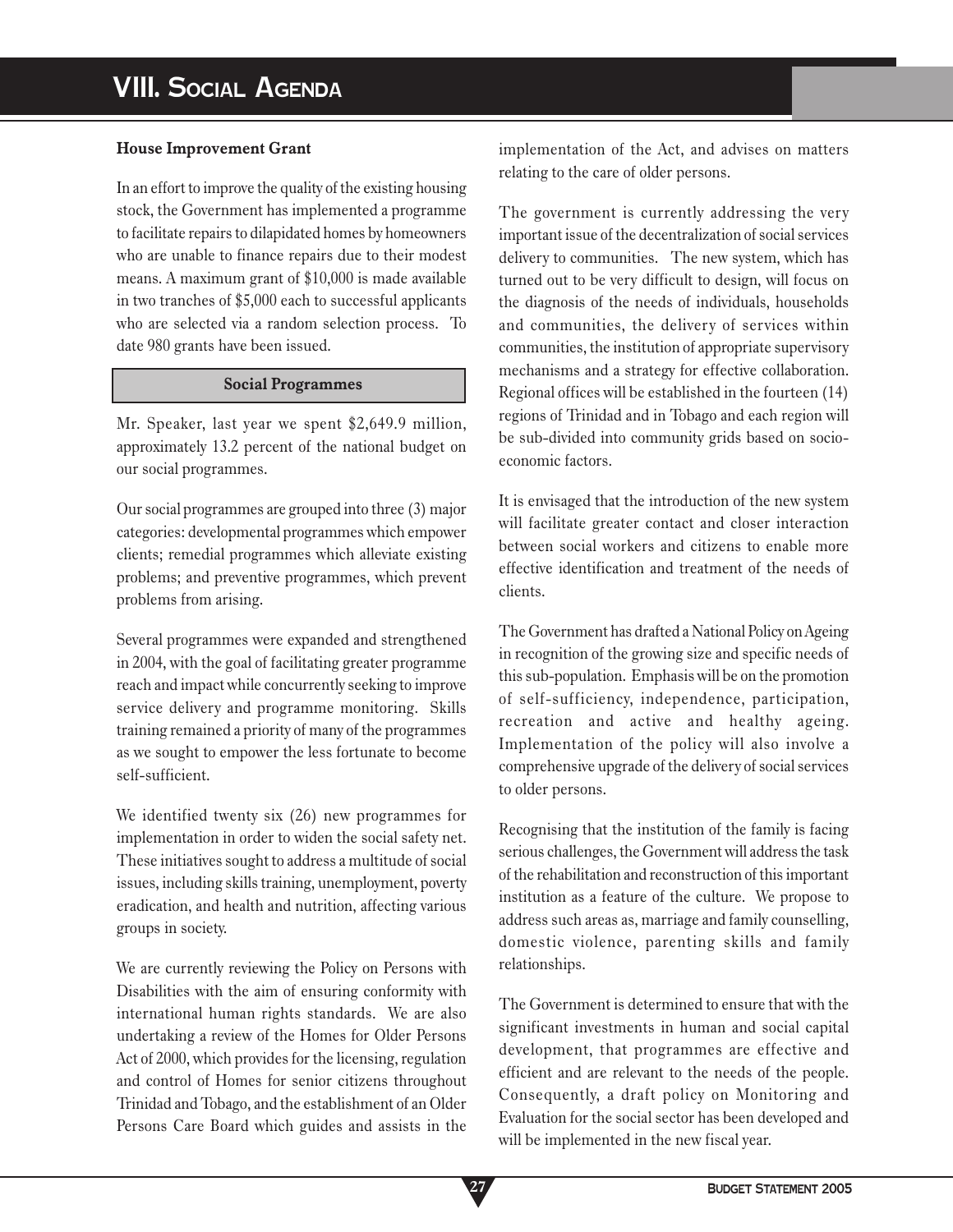# VIII. Social Agenda

**House Improvement Grant**

In an effort to improve the quality of the existing housing stock, the Government has implemented a programme to facilitate repairs to dilapidated homes by homeowners who are unable to finance repairs due to their modest means. A maximum grant of $10,000 is made available in two tranches of $5,000 each to successful applicants who are selected via a random selection process. To date 980 grants have been issued.

## Social Programmes

Mr. Speaker, last year we spent $2,649.9 million, approximately 13.2 percent of the national budget on our social programmes.

Our social programmes are grouped into three (3) major categories: developmental programmes which empower clients; remedial programmes which alleviate existing problems; and preventive programmes, which prevent problems from arising.

Several programmes were expanded and strengthened in 2004, with the goal of facilitating greater programme reach and impact while concurrently seeking to improve service delivery and programme monitoring. Skills training remained a priority of many of the programmes as we sought to empower the less fortunate to become self-sufficient.

We identified twenty six (26) new programmes for implementation in order to widen the social safety net. These initiatives sought to address a multitude of social issues, including skills training, unemployment, poverty eradication, and health and nutrition, affecting various groups in society.

We are currently reviewing the Policy on Persons with Disabilities with the aim of ensuring conformity with international human rights standards. We are also undertaking a review of the Homes for Older Persons Act of 2000, which provides for the licensing, regulation and control of Homes for senior citizens throughout Trinidad and Tobago, and the establishment of an Older Persons Care Board which guides and assists in the implementation of the Act, and advises on matters relating to the care of older persons.

The government is currently addressing the very important issue of the decentralization of social services delivery to communities. The new system, which has turned out to be very difficult to design, will focus on the diagnosis of the needs of individuals, households and communities, the delivery of services within communities, the institution of appropriate supervisory mechanisms and a strategy for effective collaboration. Regional offices will be established in the fourteen (14) regions of Trinidad and in Tobago and each region will be sub-divided into community grids based on socio-economic factors.

It is envisaged that the introduction of the new system will facilitate greater contact and closer interaction between social workers and citizens to enable more effective identification and treatment of the needs of clients.

The Government has drafted a National Policy on Ageing in recognition of the growing size and specific needs of this sub-population. Emphasis will be on the promotion of self-sufficiency, independence, participation, recreation and active and healthy ageing. Implementation of the policy will also involve a comprehensive upgrade of the delivery of social services to older persons.

Recognising that the institution of the family is facing serious challenges, the Government will address the task of the rehabilitation and reconstruction of this important institution as a feature of the culture. We propose to address such areas as, marriage and family counselling, domestic violence, parenting skills and family relationships.

The Government is determined to ensure that with the significant investments in human and social capital development, that programmes are effective and efficient and are relevant to the needs of the people. Consequently, a draft policy on Monitoring and Evaluation for the social sector has been developed and will be implemented in the new fiscal year.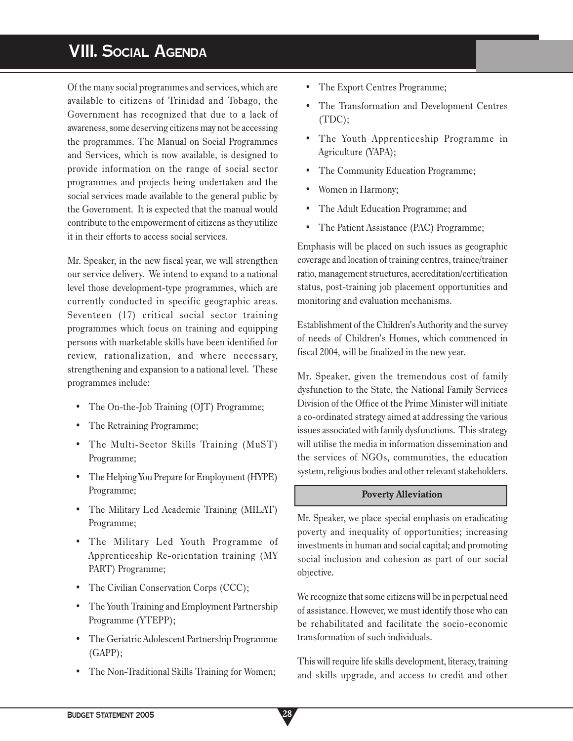# VIII. Social Agenda

Of the many social programmes and services, which are available to citizens of Trinidad and Tobago, the Government has recognized that due to a lack of awareness, some deserving citizens may not be accessing the programmes. The Manual on Social Programmes and Services, which is now available, is designed to provide information on the range of social sector programmes and projects being undertaken and the social services made available to the general public by the Government. It is expected that the manual would contribute to the empowerment of citizens as they utilize it in their efforts to access social services.

Mr. Speaker, in the new fiscal year, we will strengthen our service delivery. We intend to expand to a national level those development-type programmes, which are currently conducted in specific geographic areas. Seventeen (17) critical social sector training programmes which focus on training and equipping persons with marketable skills have been identified for review, rationalization, and where necessary, strengthening and expansion to a national level. These programmes include:

- The On-the-Job Training (OJT) Programme;
- The Retraining Programme;
- The Multi-Sector Skills Training (MuST) Programme;
- The Helping You Prepare for Employment (HYPE) Programme;
- The Military Led Academic Training (MILAT) Programme;
- The Military Led Youth Programme of Apprenticeship Re-orientation training (MY PART) Programme;
- The Civilian Conservation Corps (CCC);
- The Youth Training and Employment Partnership Programme (YTEPP);
- The Geriatric Adolescent Partnership Programme (GAPP);
- The Non-Traditional Skills Training for Women;
- The Export Centres Programme;
- The Transformation and Development Centres (TDC);
- The Youth Apprenticeship Programme in Agriculture (YAPA);
- The Community Education Programme;
- Women in Harmony;
- The Adult Education Programme; and
- The Patient Assistance (PAC) Programme;

Emphasis will be placed on such issues as geographic coverage and location of training centres, trainee/trainer ratio, management structures, accreditation/certification status, post-training job placement opportunities and monitoring and evaluation mechanisms.

Establishment of the Children's Authority and the survey of needs of Children's Homes, which commenced in fiscal 2004, will be finalized in the new year.

Mr. Speaker, given the tremendous cost of family dysfunction to the State, the National Family Services Division of the Office of the Prime Minister will initiate a co-ordinated strategy aimed at addressing the various issues associated with family dysfunctions. This strategy will utilise the media in information dissemination and the services of NGOs, communities, the education system, religious bodies and other relevant stakeholders.

## Poverty Alleviation

Mr. Speaker, we place special emphasis on eradicating poverty and inequality of opportunities; increasing investments in human and social capital; and promoting social inclusion and cohesion as part of our social objective.

We recognize that some citizens will be in perpetual need of assistance. However, we must identify those who can be rehabilitated and facilitate the socio-economic transformation of such individuals.

This will require life skills development, literacy, training and skills upgrade, and access to credit and other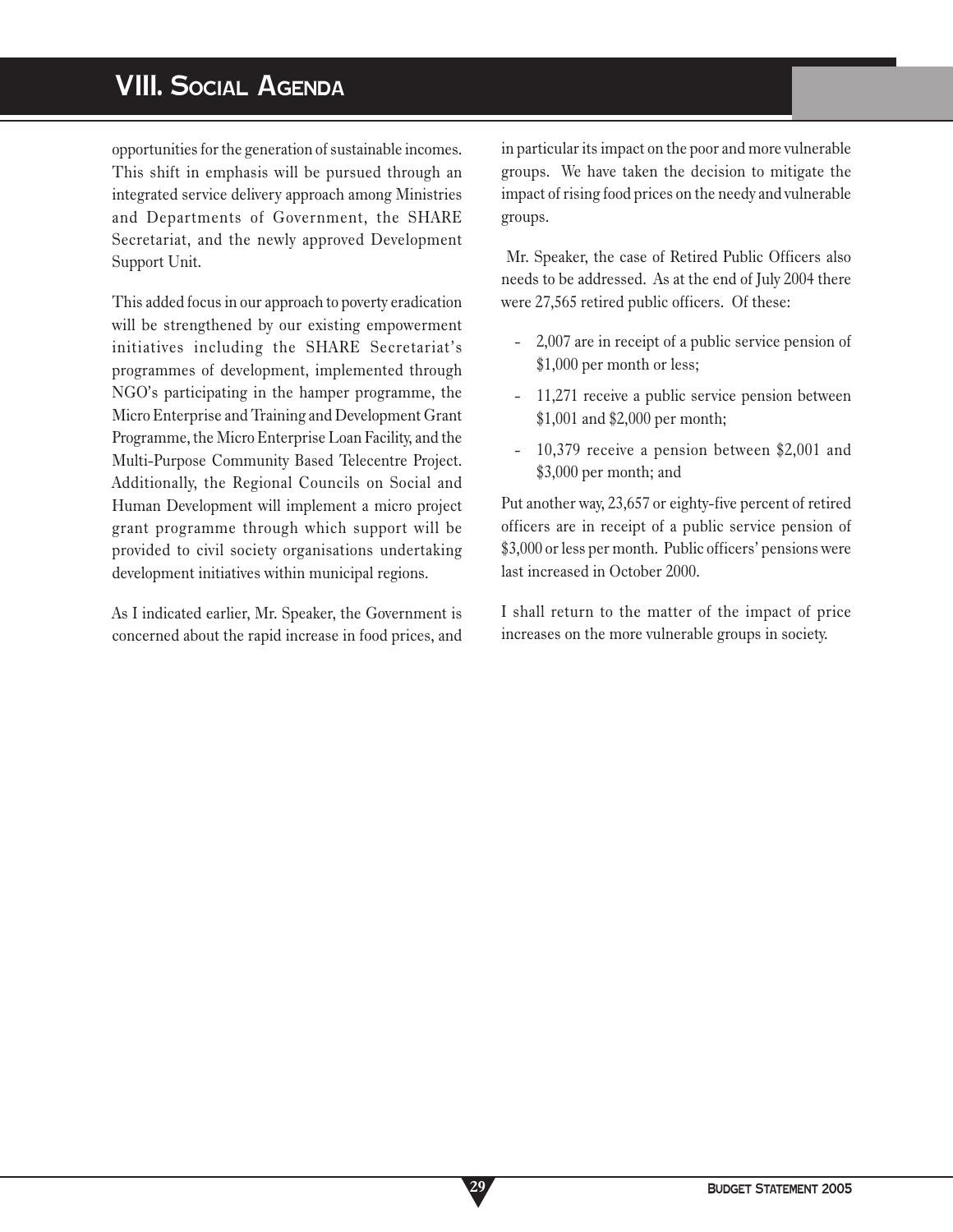# VIII. Social Agenda

opportunities for the generation of sustainable incomes. This shift in emphasis will be pursued through an integrated service delivery approach among Ministries and Departments of Government, the SHARE Secretariat, and the newly approved Development Support Unit.

This added focus in our approach to poverty eradication will be strengthened by our existing empowerment initiatives including the SHARE Secretariat's programmes of development, implemented through NGO's participating in the hamper programme, the Micro Enterprise and Training and Development Grant Programme, the Micro Enterprise Loan Facility, and the Multi-Purpose Community Based Telecentre Project. Additionally, the Regional Councils on Social and Human Development will implement a micro project grant programme through which support will be provided to civil society organisations undertaking development initiatives within municipal regions.

As I indicated earlier, Mr. Speaker, the Government is concerned about the rapid increase in food prices, and in particular its impact on the poor and more vulnerable groups. We have taken the decision to mitigate the impact of rising food prices on the needy and vulnerable groups.

Mr. Speaker, the case of Retired Public Officers also needs to be addressed. As at the end of July 2004 there were 27,565 retired public officers. Of these:

- 2,007 are in receipt of a public service pension of \$1,000 per month or less;
- 11,271 receive a public service pension between \$1,001 and \$2,000 per month;
- 10,379 receive a pension between \$2,001 and \$3,000 per month; and

Put another way, 23,657 or eighty-five percent of retired officers are in receipt of a public service pension of \$3,000 or less per month. Public officers' pensions were last increased in October 2000.

I shall return to the matter of the impact of price increases on the more vulnerable groups in society.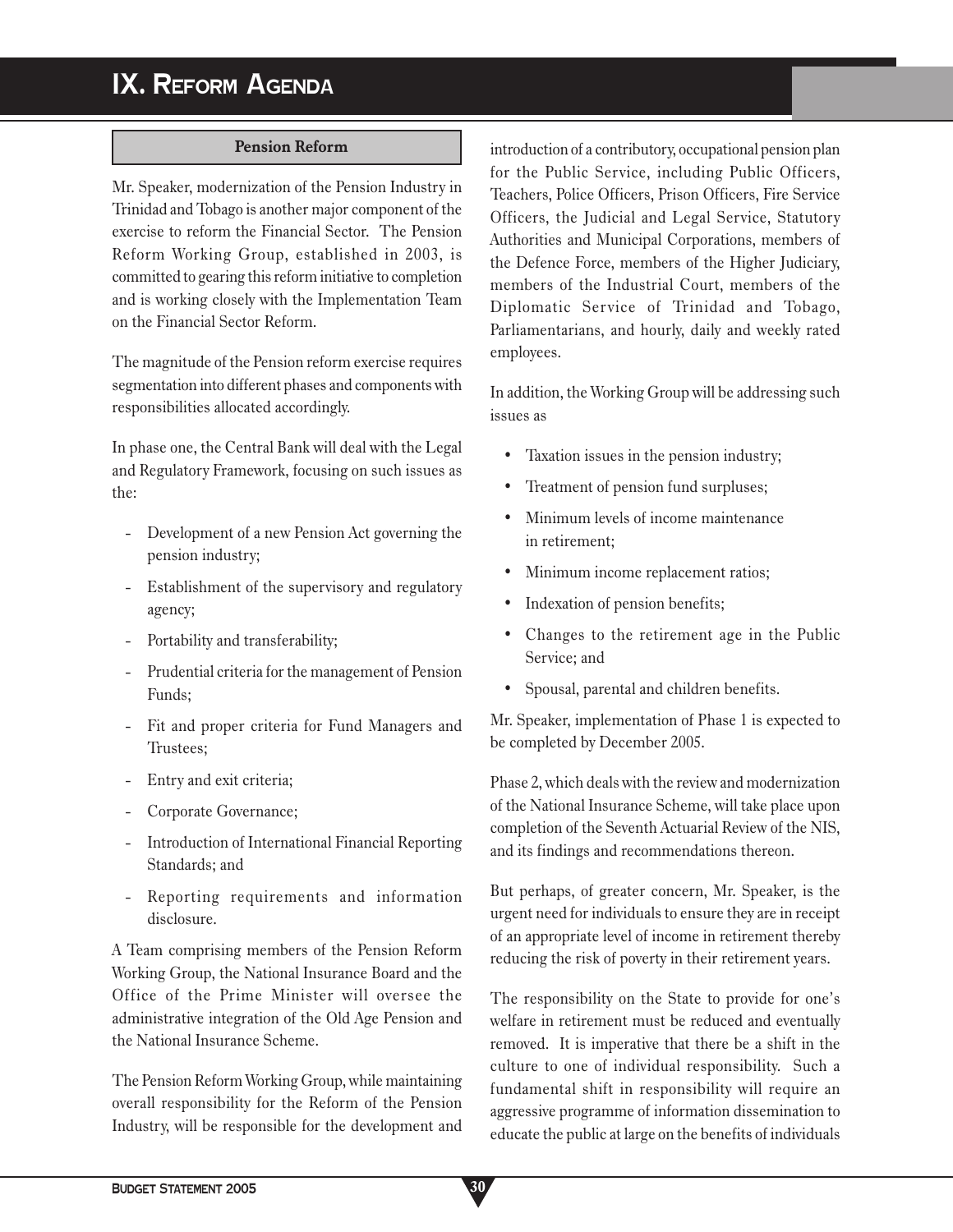# IX. Reform Agenda

## Pension Reform

Mr. Speaker, modernization of the Pension Industry in Trinidad and Tobago is another major component of the exercise to reform the Financial Sector. The Pension Reform Working Group, established in 2003, is committed to gearing this reform initiative to completion and is working closely with the Implementation Team on the Financial Sector Reform.

The magnitude of the Pension reform exercise requires segmentation into different phases and components with responsibilities allocated accordingly.

In phase one, the Central Bank will deal with the Legal and Regulatory Framework, focusing on such issues as the:

- Development of a new Pension Act governing the pension industry;
- Establishment of the supervisory and regulatory agency;
- Portability and transferability;
- Prudential criteria for the management of Pension Funds;
- Fit and proper criteria for Fund Managers and Trustees;
- Entry and exit criteria;
- Corporate Governance;
- Introduction of International Financial Reporting Standards; and
- Reporting requirements and information disclosure.

A Team comprising members of the Pension Reform Working Group, the National Insurance Board and the Office of the Prime Minister will oversee the administrative integration of the Old Age Pension and the National Insurance Scheme.

The Pension Reform Working Group, while maintaining overall responsibility for the Reform of the Pension Industry, will be responsible for the development and introduction of a contributory, occupational pension plan for the Public Service, including Public Officers, Teachers, Police Officers, Prison Officers, Fire Service Officers, the Judicial and Legal Service, Statutory Authorities and Municipal Corporations, members of the Defence Force, members of the Higher Judiciary, members of the Industrial Court, members of the Diplomatic Service of Trinidad and Tobago, Parliamentarians, and hourly, daily and weekly rated employees.

In addition, the Working Group will be addressing such issues as

- Taxation issues in the pension industry;
- Treatment of pension fund surpluses;
- Minimum levels of income maintenance in retirement;
- Minimum income replacement ratios;
- Indexation of pension benefits;
- Changes to the retirement age in the Public Service; and
- Spousal, parental and children benefits.

Mr. Speaker, implementation of Phase 1 is expected to be completed by December 2005.

Phase 2, which deals with the review and modernization of the National Insurance Scheme, will take place upon completion of the Seventh Actuarial Review of the NIS, and its findings and recommendations thereon.

But perhaps, of greater concern, Mr. Speaker, is the urgent need for individuals to ensure they are in receipt of an appropriate level of income in retirement thereby reducing the risk of poverty in their retirement years.

The responsibility on the State to provide for one's welfare in retirement must be reduced and eventually removed. It is imperative that there be a shift in the culture to one of individual responsibility. Such a fundamental shift in responsibility will require an aggressive programme of information dissemination to educate the public at large on the benefits of individuals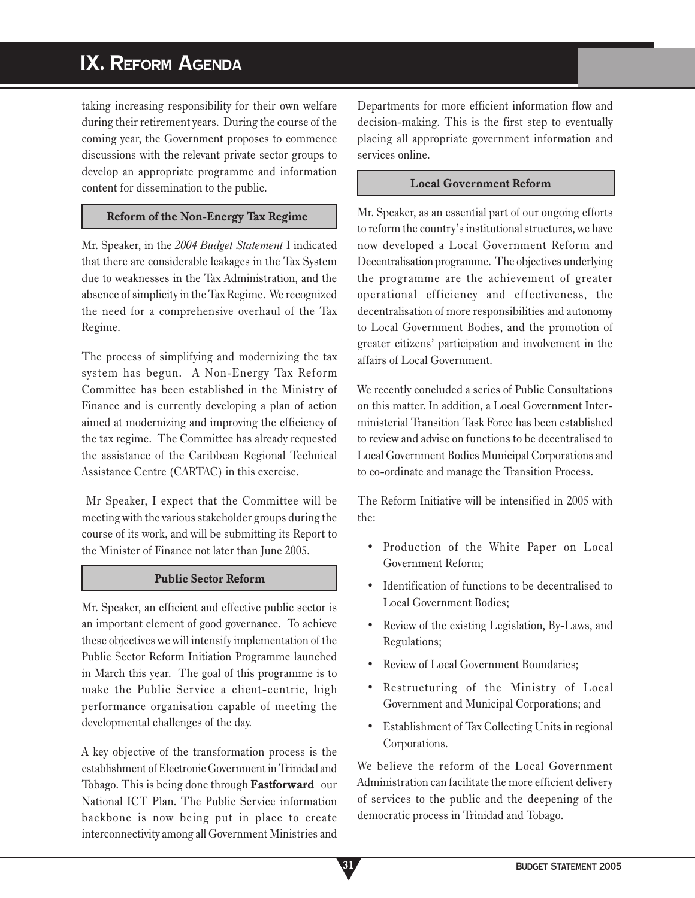taking increasing responsibility for their own welfare during their retirement years. During the course of the coming year, the Government proposes to commence discussions with the relevant private sector groups to develop an appropriate programme and information content for dissemination to the public.

### Reform of the Non-Energy Tax Regime

Mr. Speaker, in the *2004 Budget Statement* I indicated that there are considerable leakages in the Tax System due to weaknesses in the Tax Administration, and the absence of simplicity in the Tax Regime. We recognized the need for a comprehensive overhaul of the Tax Regime.

The process of simplifying and modernizing the tax system has begun. A Non-Energy Tax Reform Committee has been established in the Ministry of Finance and is currently developing a plan of action aimed at modernizing and improving the efficiency of the tax regime. The Committee has already requested the assistance of the Caribbean Regional Technical Assistance Centre (CARTAC) in this exercise.

Mr Speaker, I expect that the Committee will be meeting with the various stakeholder groups during the course of its work, and will be submitting its Report to the Minister of Finance not later than June 2005.

### Public Sector Reform

Mr. Speaker, an efficient and effective public sector is an important element of good governance. To achieve these objectives we will intensify implementation of the Public Sector Reform Initiation Programme launched in March this year. The goal of this programme is to make the Public Service a client-centric, high performance organisation capable of meeting the developmental challenges of the day.

A key objective of the transformation process is the establishment of Electronic Government in Trinidad and Tobago. This is being done through **Fastforward** our National ICT Plan. The Public Service information backbone is now being put in place to create interconnectivity among all Government Ministries and Departments for more efficient information flow and decision-making. This is the first step to eventually placing all appropriate government information and services online.

### Local Government Reform

Mr. Speaker, as an essential part of our ongoing efforts to reform the country's institutional structures, we have now developed a Local Government Reform and Decentralisation programme. The objectives underlying the programme are the achievement of greater operational efficiency and effectiveness, the decentralisation of more responsibilities and autonomy to Local Government Bodies, and the promotion of greater citizens' participation and involvement in the affairs of Local Government.

We recently concluded a series of Public Consultations on this matter. In addition, a Local Government Inter-ministerial Transition Task Force has been established to review and advise on functions to be decentralised to Local Government Bodies Municipal Corporations and to co-ordinate and manage the Transition Process.

The Reform Initiative will be intensified in 2005 with the:

- Production of the White Paper on Local Government Reform;
- Identification of functions to be decentralised to Local Government Bodies;
- Review of the existing Legislation, By-Laws, and Regulations;
- Review of Local Government Boundaries;
- Restructuring of the Ministry of Local Government and Municipal Corporations; and
- Establishment of Tax Collecting Units in regional Corporations.

We believe the reform of the Local Government Administration can facilitate the more efficient delivery of services to the public and the deepening of the democratic process in Trinidad and Tobago.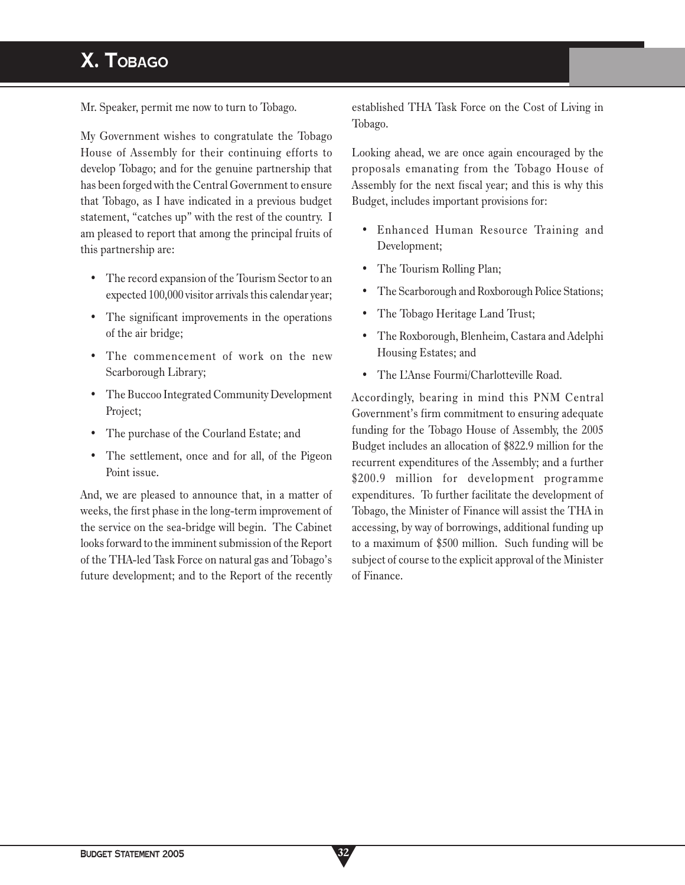# X. TOBAGO

Mr. Speaker, permit me now to turn to Tobago.

My Government wishes to congratulate the Tobago House of Assembly for their continuing efforts to develop Tobago; and for the genuine partnership that has been forged with the Central Government to ensure that Tobago, as I have indicated in a previous budget statement, "catches up" with the rest of the country. I am pleased to report that among the principal fruits of this partnership are:

- The record expansion of the Tourism Sector to an expected 100,000 visitor arrivals this calendar year;
- The significant improvements in the operations of the air bridge;
- The commencement of work on the new Scarborough Library;
- The Buccoo Integrated Community Development Project;
- The purchase of the Courland Estate; and
- The settlement, once and for all, of the Pigeon Point issue.

And, we are pleased to announce that, in a matter of weeks, the first phase in the long-term improvement of the service on the sea-bridge will begin. The Cabinet looks forward to the imminent submission of the Report of the THA-led Task Force on natural gas and Tobago's future development; and to the Report of the recently established THA Task Force on the Cost of Living in Tobago.

Looking ahead, we are once again encouraged by the proposals emanating from the Tobago House of Assembly for the next fiscal year; and this is why this Budget, includes important provisions for:

- Enhanced Human Resource Training and Development;
- The Tourism Rolling Plan;
- The Scarborough and Roxborough Police Stations;
- The Tobago Heritage Land Trust;
- The Roxborough, Blenheim, Castara and Adelphi Housing Estates; and
- The L'Anse Fourmi/Charlotteville Road.

Accordingly, bearing in mind this PNM Central Government's firm commitment to ensuring adequate funding for the Tobago House of Assembly, the 2005 Budget includes an allocation of $822.9 million for the recurrent expenditures of the Assembly; and a further $200.9 million for development programme expenditures. To further facilitate the development of Tobago, the Minister of Finance will assist the THA in accessing, by way of borrowings, additional funding up to a maximum of $500 million. Such funding will be subject of course to the explicit approval of the Minister of Finance.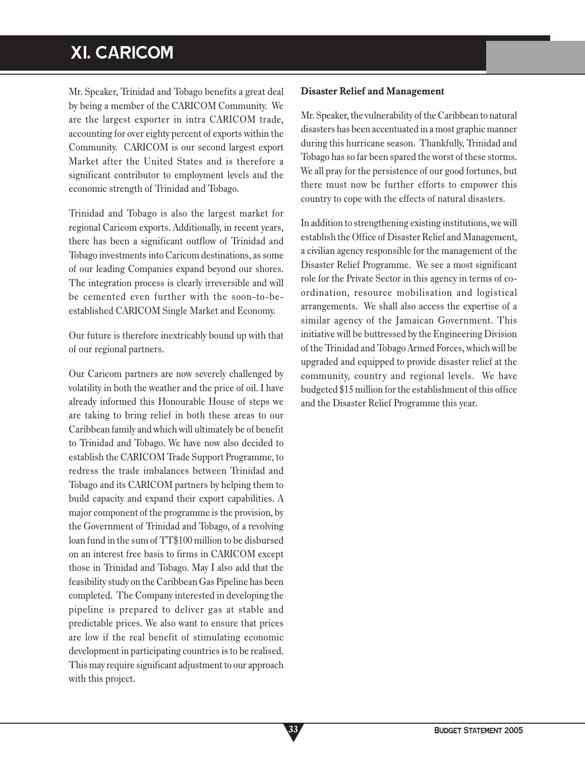# XI. CARICOM

Mr. Speaker, Trinidad and Tobago benefits a great deal by being a member of the CARICOM Community. We are the largest exporter in intra CARICOM trade, accounting for over eighty percent of exports within the Community. CARICOM is our second largest export Market after the United States and is therefore a significant contributor to employment levels and the economic strength of Trinidad and Tobago.

Trinidad and Tobago is also the largest market for regional Caricom exports. Additionally, in recent years, there has been a significant outflow of Trinidad and Tobago investments into Caricom destinations, as some of our leading Companies expand beyond our shores. The integration process is clearly irreversible and will be cemented even further with the soon-to-be-established CARICOM Single Market and Economy.

Our future is therefore inextricably bound up with that of our regional partners.

Our Caricom partners are now severely challenged by volatility in both the weather and the price of oil. I have already informed this Honourable House of steps we are taking to bring relief in both these areas to our Caribbean family and which will ultimately be of benefit to Trinidad and Tobago. We have now also decided to establish the CARICOM Trade Support Programme, to redress the trade imbalances between Trinidad and Tobago and its CARICOM partners by helping them to build capacity and expand their export capabilities. A major component of the programme is the provision, by the Government of Trinidad and Tobago, of a revolving loan fund in the sum of TT$100 million to be disbursed on an interest free basis to firms in CARICOM except those in Trinidad and Tobago. May I also add that the feasibility study on the Caribbean Gas Pipeline has been completed. The Company interested in developing the pipeline is prepared to deliver gas at stable and predictable prices. We also want to ensure that prices are low if the real benefit of stimulating economic development in participating countries is to be realised. This may require significant adjustment to our approach with this project.

**Disaster Relief and Management**

Mr. Speaker, the vulnerability of the Caribbean to natural disasters has been accentuated in a most graphic manner during this hurricane season. Thankfully, Trinidad and Tobago has so far been spared the worst of these storms. We all pray for the persistence of our good fortunes, but there must now be further efforts to empower this country to cope with the effects of natural disasters.

In addition to strengthening existing institutions, we will establish the Office of Disaster Relief and Management, a civilian agency responsible for the management of the Disaster Relief Programme. We see a most significant role for the Private Sector in this agency in terms of co-ordination, resource mobilisation and logistical arrangements. We shall also access the expertise of a similar agency of the Jamaican Government. This initiative will be buttressed by the Engineering Division of the Trinidad and Tobago Armed Forces, which will be upgraded and equipped to provide disaster relief at the community, country and regional levels. We have budgeted $15 million for the establishment of this office and the Disaster Relief Programme this year.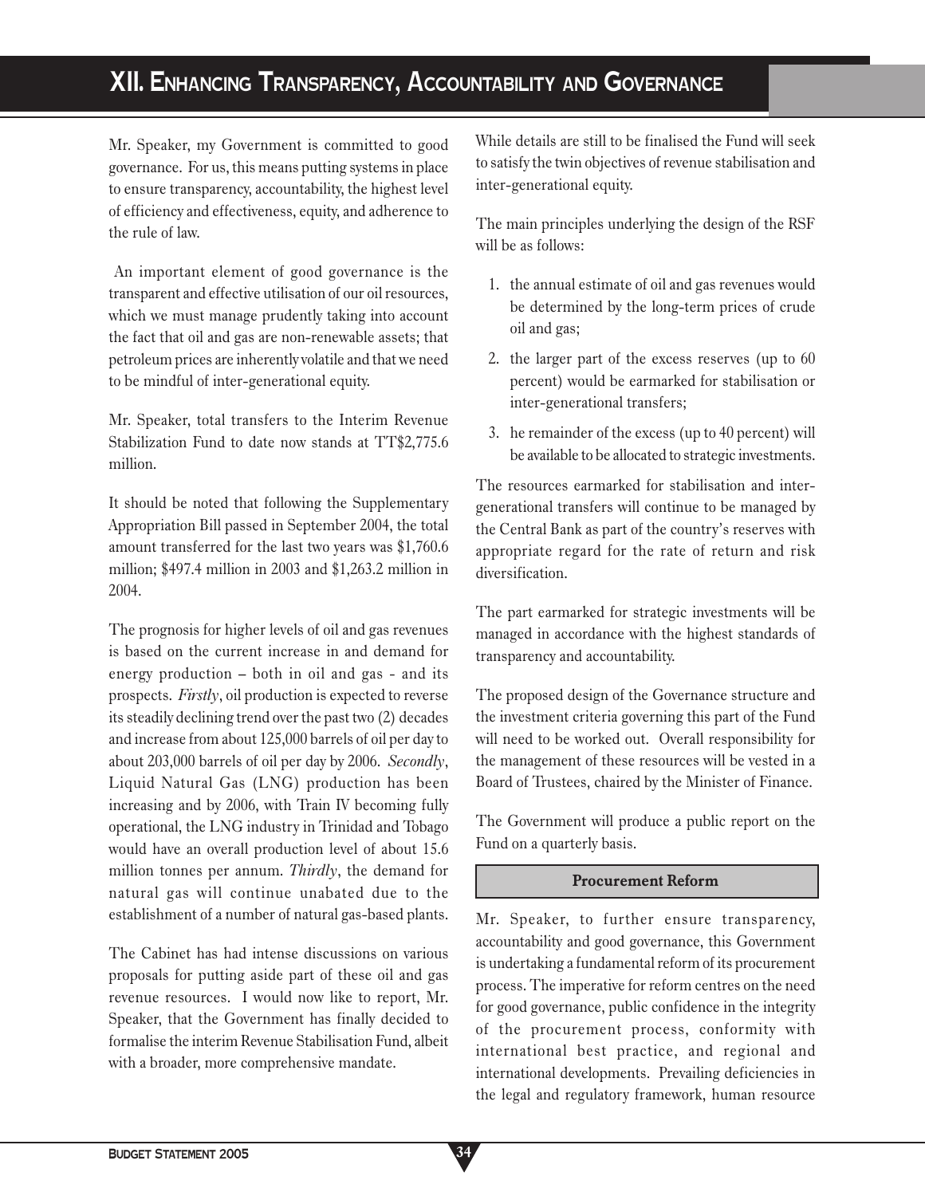# XII. Enhancing Transparency, Accountability and Governance

Mr. Speaker, my Government is committed to good governance. For us, this means putting systems in place to ensure transparency, accountability, the highest level of efficiency and effectiveness, equity, and adherence to the rule of law.

An important element of good governance is the transparent and effective utilisation of our oil resources, which we must manage prudently taking into account the fact that oil and gas are non-renewable assets; that petroleum prices are inherently volatile and that we need to be mindful of inter-generational equity.

Mr. Speaker, total transfers to the Interim Revenue Stabilization Fund to date now stands at TT$2,775.6 million.

It should be noted that following the Supplementary Appropriation Bill passed in September 2004, the total amount transferred for the last two years was $1,760.6 million; $497.4 million in 2003 and $1,263.2 million in 2004.

The prognosis for higher levels of oil and gas revenues is based on the current increase in and demand for energy production – both in oil and gas - and its prospects. *Firstly*, oil production is expected to reverse its steadily declining trend over the past two (2) decades and increase from about 125,000 barrels of oil per day to about 203,000 barrels of oil per day by 2006. *Secondly*, Liquid Natural Gas (LNG) production has been increasing and by 2006, with Train IV becoming fully operational, the LNG industry in Trinidad and Tobago would have an overall production level of about 15.6 million tonnes per annum. *Thirdly*, the demand for natural gas will continue unabated due to the establishment of a number of natural gas-based plants.

The Cabinet has had intense discussions on various proposals for putting aside part of these oil and gas revenue resources. I would now like to report, Mr. Speaker, that the Government has finally decided to formalise the interim Revenue Stabilisation Fund, albeit with a broader, more comprehensive mandate.

While details are still to be finalised the Fund will seek to satisfy the twin objectives of revenue stabilisation and inter-generational equity.

The main principles underlying the design of the RSF will be as follows:

1. the annual estimate of oil and gas revenues would be determined by the long-term prices of crude oil and gas;
2. the larger part of the excess reserves (up to 60 percent) would be earmarked for stabilisation or inter-generational transfers;
3. he remainder of the excess (up to 40 percent) will be available to be allocated to strategic investments.

The resources earmarked for stabilisation and inter-generational transfers will continue to be managed by the Central Bank as part of the country's reserves with appropriate regard for the rate of return and risk diversification.

The part earmarked for strategic investments will be managed in accordance with the highest standards of transparency and accountability.

The proposed design of the Governance structure and the investment criteria governing this part of the Fund will need to be worked out. Overall responsibility for the management of these resources will be vested in a Board of Trustees, chaired by the Minister of Finance.

The Government will produce a public report on the Fund on a quarterly basis.

## Procurement Reform

Mr. Speaker, to further ensure transparency, accountability and good governance, this Government is undertaking a fundamental reform of its procurement process. The imperative for reform centres on the need for good governance, public confidence in the integrity of the procurement process, conformity with international best practice, and regional and international developments. Prevailing deficiencies in the legal and regulatory framework, human resource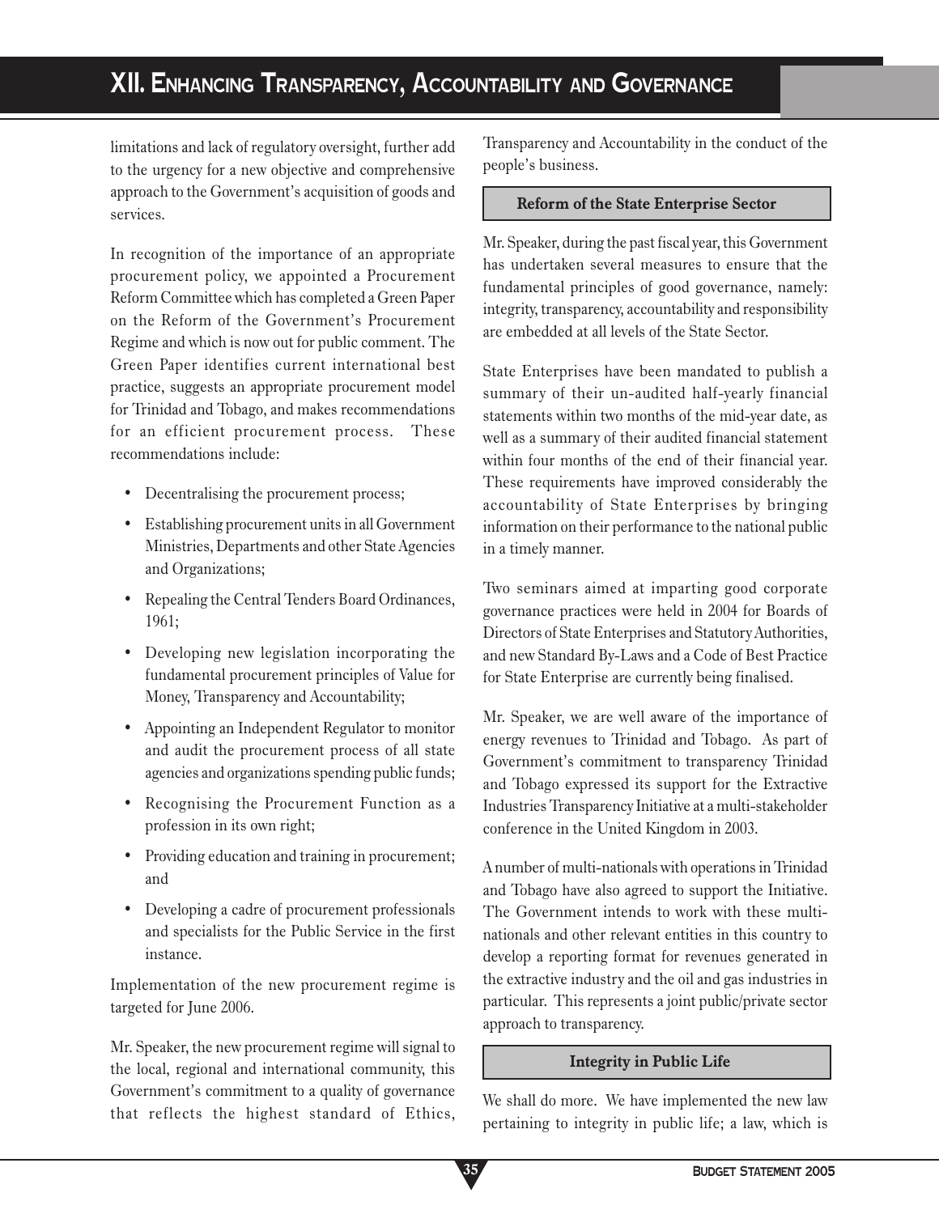# XII. Enhancing Transparency, Accountability and Governance

limitations and lack of regulatory oversight, further add to the urgency for a new objective and comprehensive approach to the Government's acquisition of goods and services.

In recognition of the importance of an appropriate procurement policy, we appointed a Procurement Reform Committee which has completed a Green Paper on the Reform of the Government's Procurement Regime and which is now out for public comment. The Green Paper identifies current international best practice, suggests an appropriate procurement model for Trinidad and Tobago, and makes recommendations for an efficient procurement process. These recommendations include:

- Decentralising the procurement process;
- Establishing procurement units in all Government Ministries, Departments and other State Agencies and Organizations;
- Repealing the Central Tenders Board Ordinances, 1961;
- Developing new legislation incorporating the fundamental procurement principles of Value for Money, Transparency and Accountability;
- Appointing an Independent Regulator to monitor and audit the procurement process of all state agencies and organizations spending public funds;
- Recognising the Procurement Function as a profession in its own right;
- Providing education and training in procurement; and
- Developing a cadre of procurement professionals and specialists for the Public Service in the first instance.

Implementation of the new procurement regime is targeted for June 2006.

Mr. Speaker, the new procurement regime will signal to the local, regional and international community, this Government's commitment to a quality of governance that reflects the highest standard of Ethics, Transparency and Accountability in the conduct of the people's business.

## Reform of the State Enterprise Sector

Mr. Speaker, during the past fiscal year, this Government has undertaken several measures to ensure that the fundamental principles of good governance, namely: integrity, transparency, accountability and responsibility are embedded at all levels of the State Sector.

State Enterprises have been mandated to publish a summary of their un-audited half-yearly financial statements within two months of the mid-year date, as well as a summary of their audited financial statement within four months of the end of their financial year. These requirements have improved considerably the accountability of State Enterprises by bringing information on their performance to the national public in a timely manner.

Two seminars aimed at imparting good corporate governance practices were held in 2004 for Boards of Directors of State Enterprises and Statutory Authorities, and new Standard By-Laws and a Code of Best Practice for State Enterprise are currently being finalised.

Mr. Speaker, we are well aware of the importance of energy revenues to Trinidad and Tobago. As part of Government's commitment to transparency Trinidad and Tobago expressed its support for the Extractive Industries Transparency Initiative at a multi-stakeholder conference in the United Kingdom in 2003.

A number of multi-nationals with operations in Trinidad and Tobago have also agreed to support the Initiative. The Government intends to work with these multi-nationals and other relevant entities in this country to develop a reporting format for revenues generated in the extractive industry and the oil and gas industries in particular. This represents a joint public/private sector approach to transparency.

## Integrity in Public Life

We shall do more. We have implemented the new law pertaining to integrity in public life; a law, which is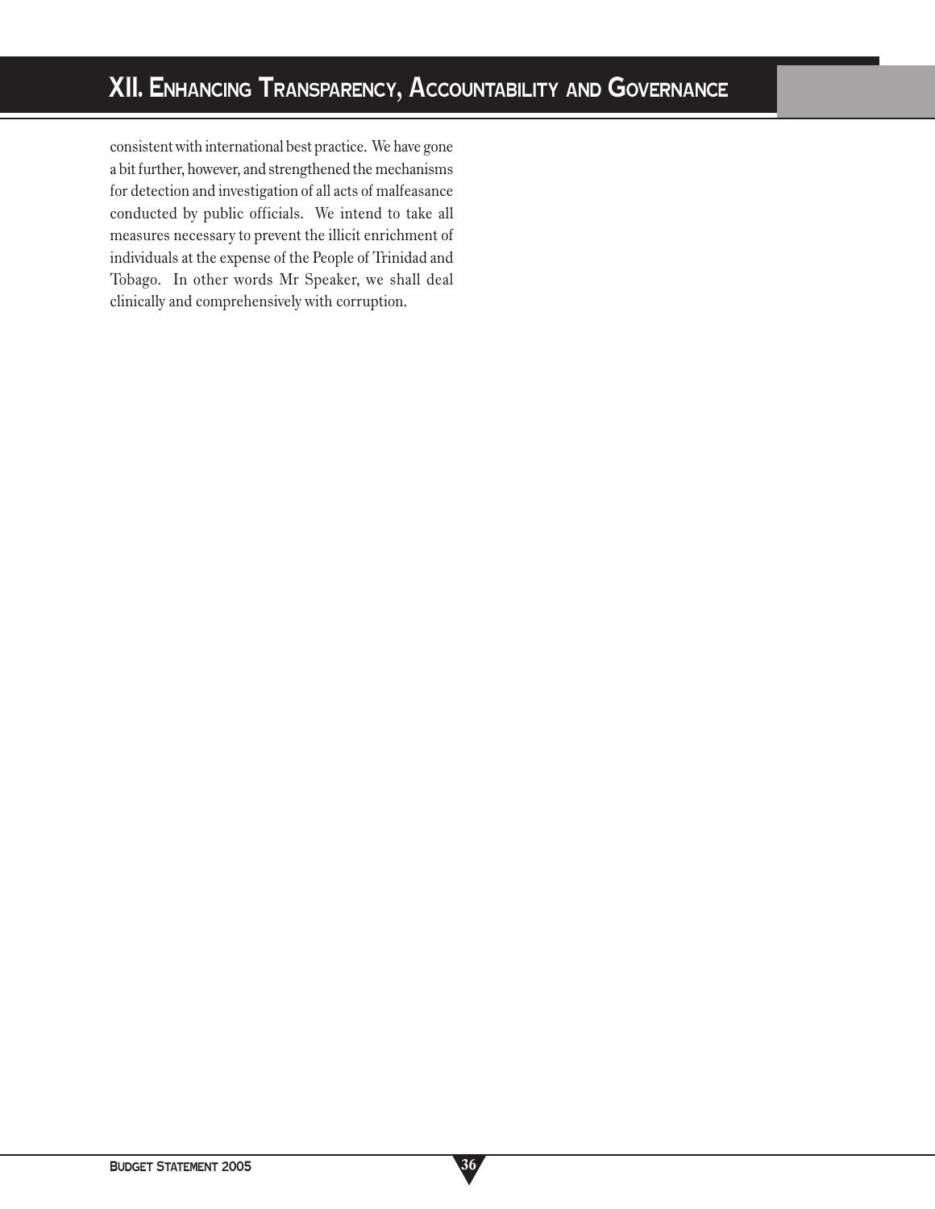consistent with international best practice. We have gone a bit further, however, and strengthened the mechanisms for detection and investigation of all acts of malfeasance conducted by public officials. We intend to take all measures necessary to prevent the illicit enrichment of individuals at the expense of the People of Trinidad and Tobago. In other words Mr Speaker, we shall deal clinically and comprehensively with corruption.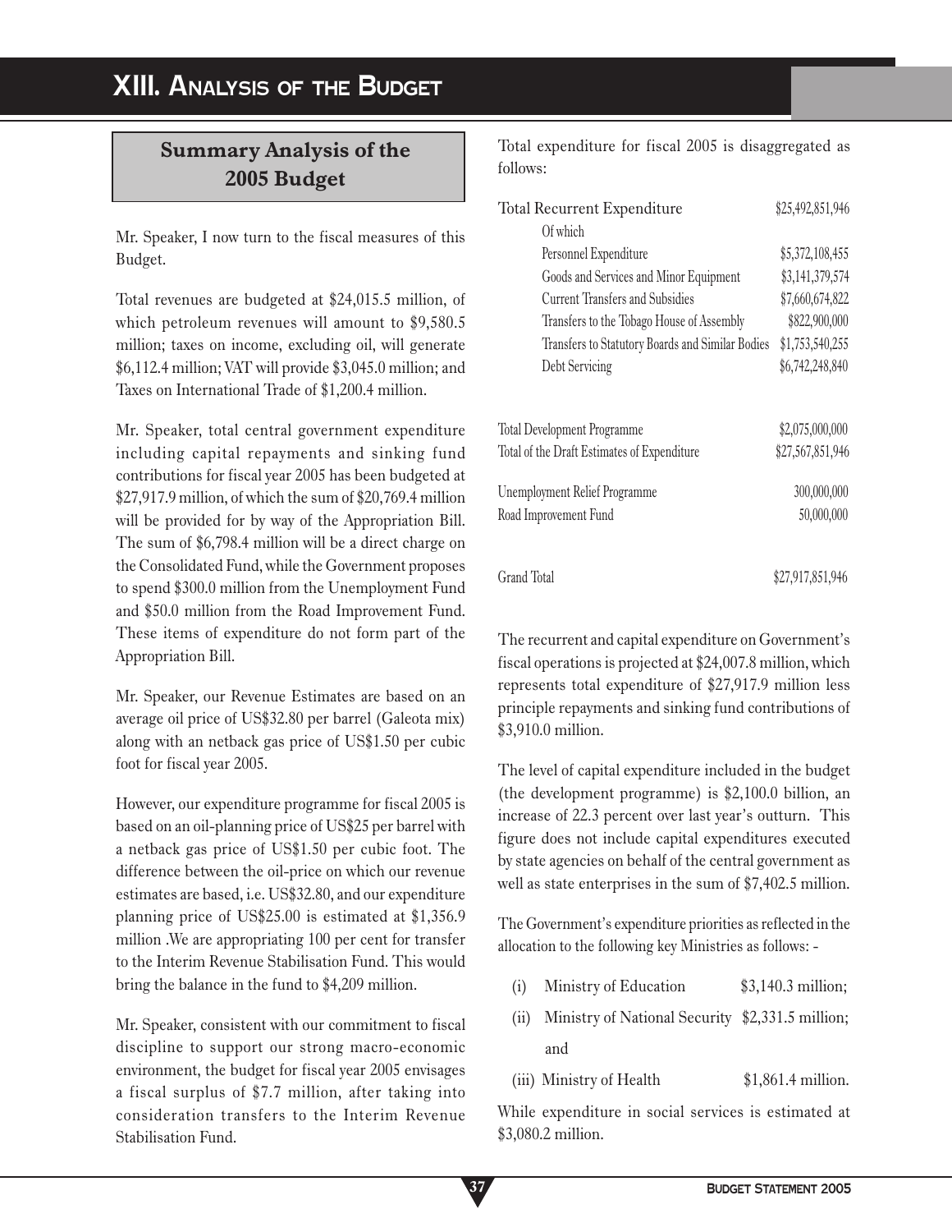# XIII. Analysis of the Budget

## Summary Analysis of the 2005 Budget

Mr. Speaker, I now turn to the fiscal measures of this Budget.

Total revenues are budgeted at $24,015.5 million, of which petroleum revenues will amount to $9,580.5 million; taxes on income, excluding oil, will generate $6,112.4 million; VAT will provide $3,045.0 million; and Taxes on International Trade of $1,200.4 million.

Mr. Speaker, total central government expenditure including capital repayments and sinking fund contributions for fiscal year 2005 has been budgeted at $27,917.9 million, of which the sum of $20,769.4 million will be provided for by way of the Appropriation Bill. The sum of $6,798.4 million will be a direct charge on the Consolidated Fund, while the Government proposes to spend $300.0 million from the Unemployment Fund and $50.0 million from the Road Improvement Fund. These items of expenditure do not form part of the Appropriation Bill.

Mr. Speaker, our Revenue Estimates are based on an average oil price of US$32.80 per barrel (Galeota mix) along with an netback gas price of US$1.50 per cubic foot for fiscal year 2005.

However, our expenditure programme for fiscal 2005 is based on an oil-planning price of US$25 per barrel with a netback gas price of US$1.50 per cubic foot. The difference between the oil-price on which our revenue estimates are based, i.e. US$32.80, and our expenditure planning price of US$25.00 is estimated at $1,356.9 million .We are appropriating 100 per cent for transfer to the Interim Revenue Stabilisation Fund. This would bring the balance in the fund to $4,209 million.

Mr. Speaker, consistent with our commitment to fiscal discipline to support our strong macro-economic environment, the budget for fiscal year 2005 envisages a fiscal surplus of $7.7 million, after taking into consideration transfers to the Interim Revenue Stabilisation Fund.

Total expenditure for fiscal 2005 is disaggregated as follows:

| | |
|---|---|
| Total Recurrent Expenditure | $25,492,851,946 |
| Of which | |
| Personnel Expenditure | $5,372,108,455 |
| Goods and Services and Minor Equipment | $3,141,379,574 |
| Current Transfers and Subsidies | $7,660,674,822 |
| Transfers to the Tobago House of Assembly | $822,900,000 |
| Transfers to Statutory Boards and Similar Bodies | $1,753,540,255 |
| Debt Servicing | $6,742,248,840 |
| | |
| Total Development Programme | $2,075,000,000 |
| Total of the Draft Estimates of Expenditure | $27,567,851,946 |
| | |
| Unemployment Relief Programme | 300,000,000 |
| Road Improvement Fund | 50,000,000 |
| | |
| Grand Total | $27,917,851,946 |

The recurrent and capital expenditure on Government's fiscal operations is projected at $24,007.8 million, which represents total expenditure of $27,917.9 million less principle repayments and sinking fund contributions of $3,910.0 million.

The level of capital expenditure included in the budget (the development programme) is $2,100.0 billion, an increase of 22.3 percent over last year's outturn. This figure does not include capital expenditures executed by state agencies on behalf of the central government as well as state enterprises in the sum of $7,402.5 million.

The Government's expenditure priorities as reflected in the allocation to the following key Ministries as follows: -

(i) Ministry of Education $3,140.3 million;

(ii) Ministry of National Security $2,331.5 million; and

(iii) Ministry of Health $1,861.4 million.

While expenditure in social services is estimated at $3,080.2 million.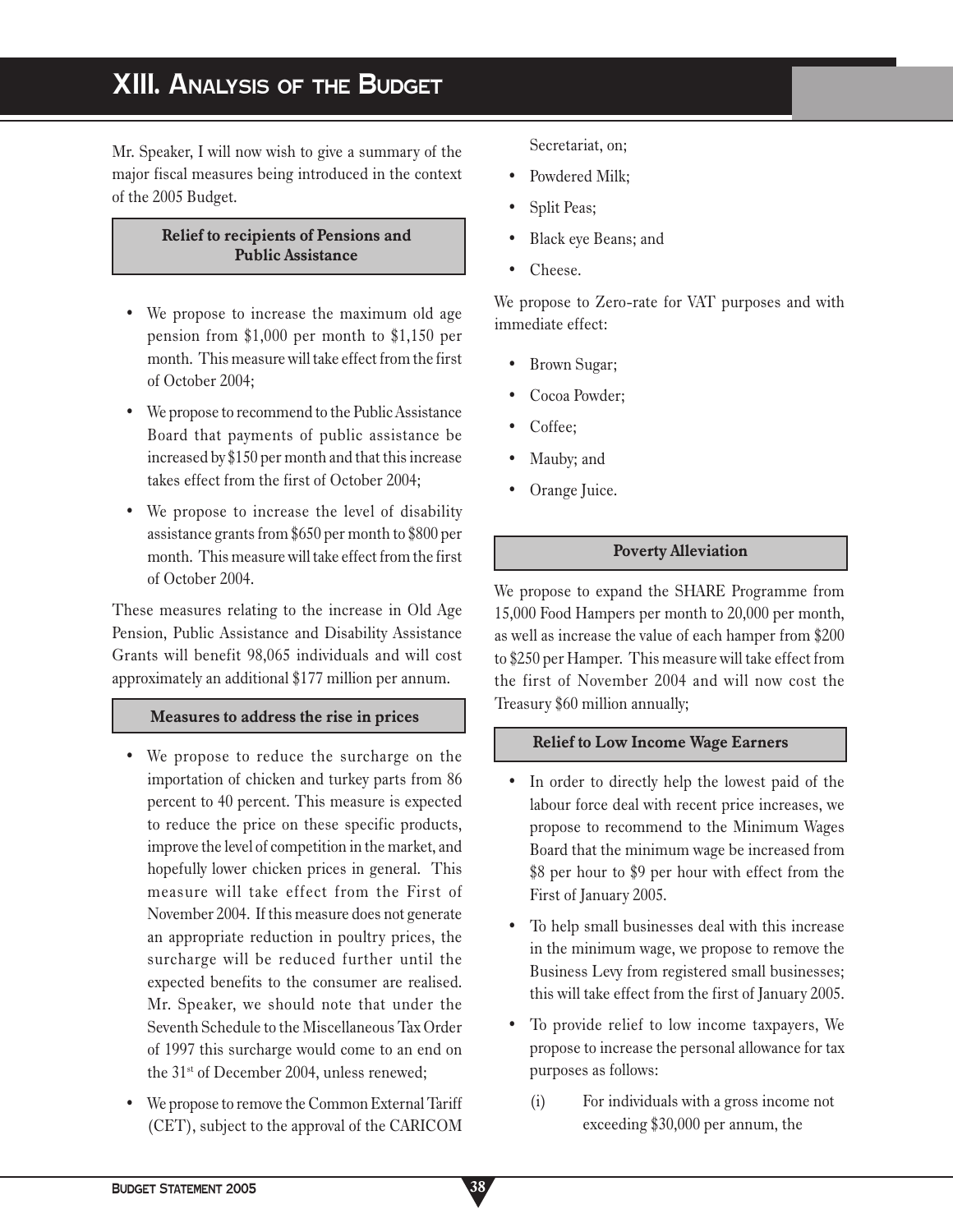# XIII. Analysis of the Budget

Mr. Speaker, I will now wish to give a summary of the major fiscal measures being introduced in the context of the 2005 Budget.

### Relief to recipients of Pensions and Public Assistance

- We propose to increase the maximum old age pension from $1,000 per month to $1,150 per month. This measure will take effect from the first of October 2004;
- We propose to recommend to the Public Assistance Board that payments of public assistance be increased by $150 per month and that this increase takes effect from the first of October 2004;
- We propose to increase the level of disability assistance grants from $650 per month to $800 per month. This measure will take effect from the first of October 2004.

These measures relating to the increase in Old Age Pension, Public Assistance and Disability Assistance Grants will benefit 98,065 individuals and will cost approximately an additional $177 million per annum.

### Measures to address the rise in prices

- We propose to reduce the surcharge on the importation of chicken and turkey parts from 86 percent to 40 percent. This measure is expected to reduce the price on these specific products, improve the level of competition in the market, and hopefully lower chicken prices in general. This measure will take effect from the First of November 2004. If this measure does not generate an appropriate reduction in poultry prices, the surcharge will be reduced further until the expected benefits to the consumer are realised. Mr. Speaker, we should note that under the Seventh Schedule to the Miscellaneous Tax Order of 1997 this surcharge would come to an end on the 31st of December 2004, unless renewed;
- We propose to remove the Common External Tariff (CET), subject to the approval of the CARICOM Secretariat, on;
- Powdered Milk;
- Split Peas;
- Black eye Beans; and
- Cheese.

We propose to Zero-rate for VAT purposes and with immediate effect:

- Brown Sugar;
- Cocoa Powder;
- Coffee;
- Mauby; and
- Orange Juice.

### Poverty Alleviation

We propose to expand the SHARE Programme from 15,000 Food Hampers per month to 20,000 per month, as well as increase the value of each hamper from $200 to $250 per Hamper. This measure will take effect from the first of November 2004 and will now cost the Treasury $60 million annually;

### Relief to Low Income Wage Earners

- In order to directly help the lowest paid of the labour force deal with recent price increases, we propose to recommend to the Minimum Wages Board that the minimum wage be increased from $8 per hour to $9 per hour with effect from the First of January 2005.
- To help small businesses deal with this increase in the minimum wage, we propose to remove the Business Levy from registered small businesses; this will take effect from the first of January 2005.
- To provide relief to low income taxpayers, We propose to increase the personal allowance for tax purposes as follows:

  (i) For individuals with a gross income not exceeding $30,000 per annum, the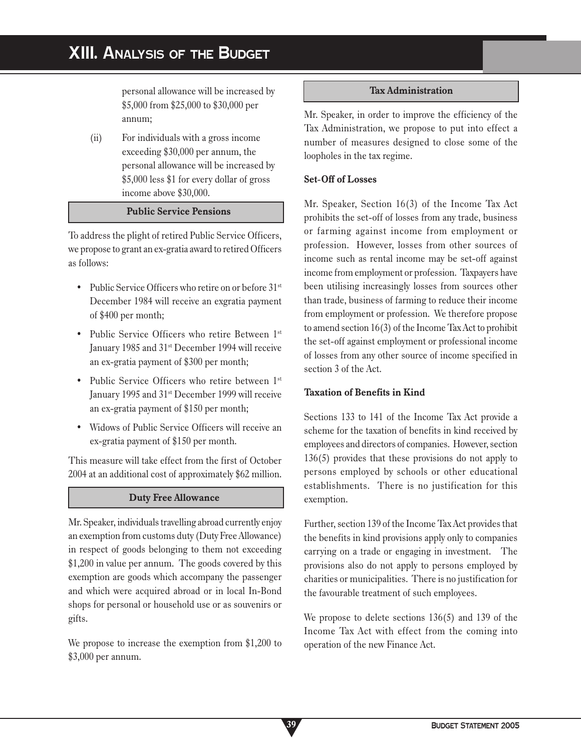personal allowance will be increased by $5,000 from $25,000 to $30,000 per annum;

(ii) For individuals with a gross income exceeding $30,000 per annum, the personal allowance will be increased by $5,000 less $1 for every dollar of gross income above $30,000.

### Public Service Pensions

To address the plight of retired Public Service Officers, we propose to grant an ex-gratia award to retired Officers as follows:

- Public Service Officers who retire on or before 31st December 1984 will receive an exgratia payment of $400 per month;
- Public Service Officers who retire Between 1st January 1985 and 31st December 1994 will receive an ex-gratia payment of $300 per month;
- Public Service Officers who retire between 1st January 1995 and 31st December 1999 will receive an ex-gratia payment of $150 per month;
- Widows of Public Service Officers will receive an ex-gratia payment of $150 per month.

This measure will take effect from the first of October 2004 at an additional cost of approximately $62 million.

### Duty Free Allowance

Mr. Speaker, individuals travelling abroad currently enjoy an exemption from customs duty (Duty Free Allowance) in respect of goods belonging to them not exceeding $1,200 in value per annum. The goods covered by this exemption are goods which accompany the passenger and which were acquired abroad or in local In-Bond shops for personal or household use or as souvenirs or gifts.

We propose to increase the exemption from $1,200 to $3,000 per annum.

### Tax Administration

Mr. Speaker, in order to improve the efficiency of the Tax Administration, we propose to put into effect a number of measures designed to close some of the loopholes in the tax regime.

**Set-Off of Losses**

Mr. Speaker, Section 16(3) of the Income Tax Act prohibits the set-off of losses from any trade, business or farming against income from employment or profession. However, losses from other sources of income such as rental income may be set-off against income from employment or profession. Taxpayers have been utilising increasingly losses from sources other than trade, business of farming to reduce their income from employment or profession. We therefore propose to amend section 16(3) of the Income Tax Act to prohibit the set-off against employment or professional income of losses from any other source of income specified in section 3 of the Act.

**Taxation of Benefits in Kind**

Sections 133 to 141 of the Income Tax Act provide a scheme for the taxation of benefits in kind received by employees and directors of companies. However, section 136(5) provides that these provisions do not apply to persons employed by schools or other educational establishments. There is no justification for this exemption.

Further, section 139 of the Income Tax Act provides that the benefits in kind provisions apply only to companies carrying on a trade or engaging in investment. The provisions also do not apply to persons employed by charities or municipalities. There is no justification for the favourable treatment of such employees.

We propose to delete sections 136(5) and 139 of the Income Tax Act with effect from the coming into operation of the new Finance Act.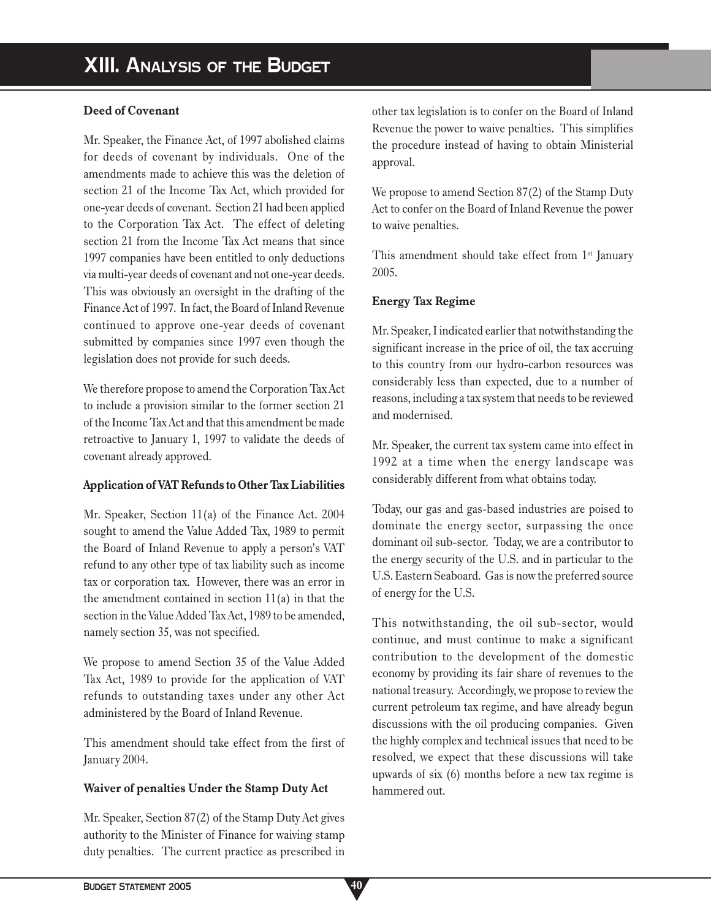## Deed of Covenant

Mr. Speaker, the Finance Act, of 1997 abolished claims for deeds of covenant by individuals. One of the amendments made to achieve this was the deletion of section 21 of the Income Tax Act, which provided for one-year deeds of covenant. Section 21 had been applied to the Corporation Tax Act. The effect of deleting section 21 from the Income Tax Act means that since 1997 companies have been entitled to only deductions via multi-year deeds of covenant and not one-year deeds. This was obviously an oversight in the drafting of the Finance Act of 1997. In fact, the Board of Inland Revenue continued to approve one-year deeds of covenant submitted by companies since 1997 even though the legislation does not provide for such deeds.

We therefore propose to amend the Corporation Tax Act to include a provision similar to the former section 21 of the Income Tax Act and that this amendment be made retroactive to January 1, 1997 to validate the deeds of covenant already approved.

## Application of VAT Refunds to Other Tax Liabilities

Mr. Speaker, Section 11(a) of the Finance Act. 2004 sought to amend the Value Added Tax, 1989 to permit the Board of Inland Revenue to apply a person's VAT refund to any other type of tax liability such as income tax or corporation tax. However, there was an error in the amendment contained in section 11(a) in that the section in the Value Added Tax Act, 1989 to be amended, namely section 35, was not specified.

We propose to amend Section 35 of the Value Added Tax Act, 1989 to provide for the application of VAT refunds to outstanding taxes under any other Act administered by the Board of Inland Revenue.

This amendment should take effect from the first of January 2004.

## Waiver of penalties Under the Stamp Duty Act

Mr. Speaker, Section 87(2) of the Stamp Duty Act gives authority to the Minister of Finance for waiving stamp duty penalties. The current practice as prescribed in other tax legislation is to confer on the Board of Inland Revenue the power to waive penalties. This simplifies the procedure instead of having to obtain Ministerial approval.

We propose to amend Section 87(2) of the Stamp Duty Act to confer on the Board of Inland Revenue the power to waive penalties.

This amendment should take effect from 1st January 2005.

## Energy Tax Regime

Mr. Speaker, I indicated earlier that notwithstanding the significant increase in the price of oil, the tax accruing to this country from our hydro-carbon resources was considerably less than expected, due to a number of reasons, including a tax system that needs to be reviewed and modernised.

Mr. Speaker, the current tax system came into effect in 1992 at a time when the energy landscape was considerably different from what obtains today.

Today, our gas and gas-based industries are poised to dominate the energy sector, surpassing the once dominant oil sub-sector. Today, we are a contributor to the energy security of the U.S. and in particular to the U.S. Eastern Seaboard. Gas is now the preferred source of energy for the U.S.

This notwithstanding, the oil sub-sector, would continue, and must continue to make a significant contribution to the development of the domestic economy by providing its fair share of revenues to the national treasury. Accordingly, we propose to review the current petroleum tax regime, and have already begun discussions with the oil producing companies. Given the highly complex and technical issues that need to be resolved, we expect that these discussions will take upwards of six (6) months before a new tax regime is hammered out.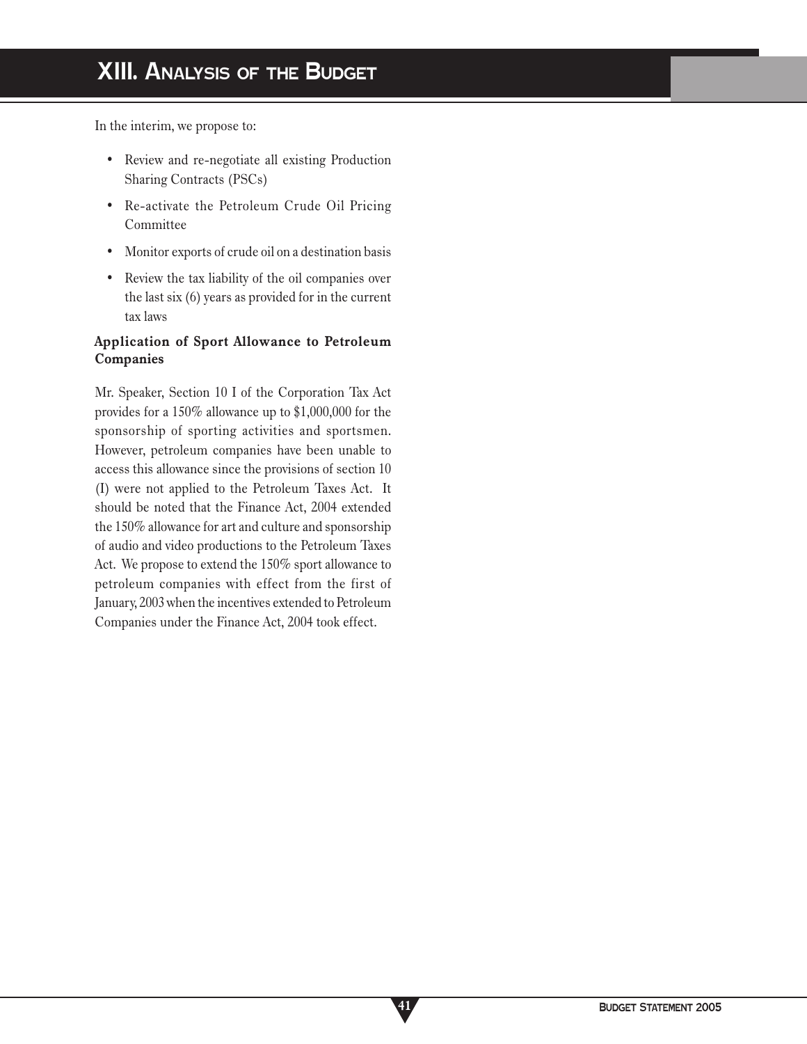In the interim, we propose to:

- Review and re-negotiate all existing Production Sharing Contracts (PSCs)
- Re-activate the Petroleum Crude Oil Pricing Committee
- Monitor exports of crude oil on a destination basis
- Review the tax liability of the oil companies over the last six (6) years as provided for in the current tax laws

### Application of Sport Allowance to Petroleum Companies

Mr. Speaker, Section 10 I of the Corporation Tax Act provides for a 150% allowance up to $1,000,000 for the sponsorship of sporting activities and sportsmen. However, petroleum companies have been unable to access this allowance since the provisions of section 10 (I) were not applied to the Petroleum Taxes Act. It should be noted that the Finance Act, 2004 extended the 150% allowance for art and culture and sponsorship of audio and video productions to the Petroleum Taxes Act. We propose to extend the 150% sport allowance to petroleum companies with effect from the first of January, 2003 when the incentives extended to Petroleum Companies under the Finance Act, 2004 took effect.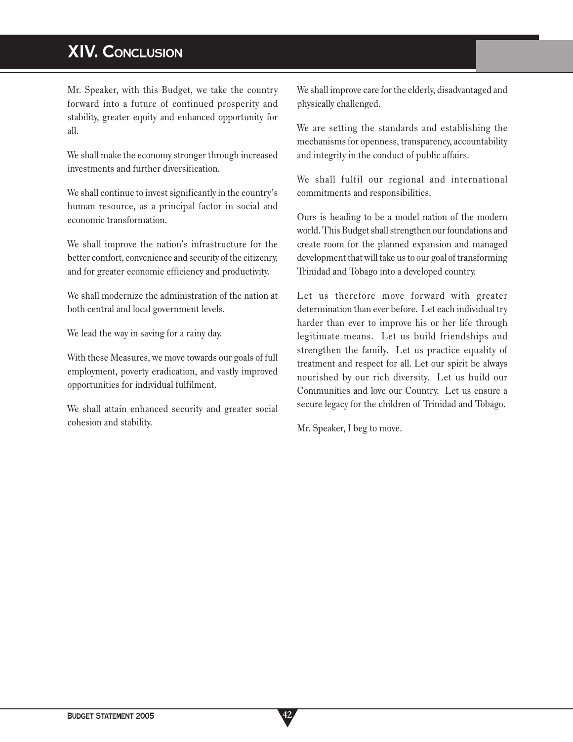# XIV. Conclusion

Mr. Speaker, with this Budget, we take the country forward into a future of continued prosperity and stability, greater equity and enhanced opportunity for all.

We shall make the economy stronger through increased investments and further diversification.

We shall continue to invest significantly in the country's human resource, as a principal factor in social and economic transformation.

We shall improve the nation's infrastructure for the better comfort, convenience and security of the citizenry, and for greater economic efficiency and productivity.

We shall modernize the administration of the nation at both central and local government levels.

We lead the way in saving for a rainy day.

With these Measures, we move towards our goals of full employment, poverty eradication, and vastly improved opportunities for individual fulfilment.

We shall attain enhanced security and greater social cohesion and stability.

We shall improve care for the elderly, disadvantaged and physically challenged.

We are setting the standards and establishing the mechanisms for openness, transparency, accountability and integrity in the conduct of public affairs.

We shall fulfil our regional and international commitments and responsibilities.

Ours is heading to be a model nation of the modern world. This Budget shall strengthen our foundations and create room for the planned expansion and managed development that will take us to our goal of transforming Trinidad and Tobago into a developed country.

Let us therefore move forward with greater determination than ever before. Let each individual try harder than ever to improve his or her life through legitimate means. Let us build friendships and strengthen the family. Let us practice equality of treatment and respect for all. Let our spirit be always nourished by our rich diversity. Let us build our Communities and love our Country. Let us ensure a secure legacy for the children of Trinidad and Tobago.

Mr. Speaker, I beg to move.